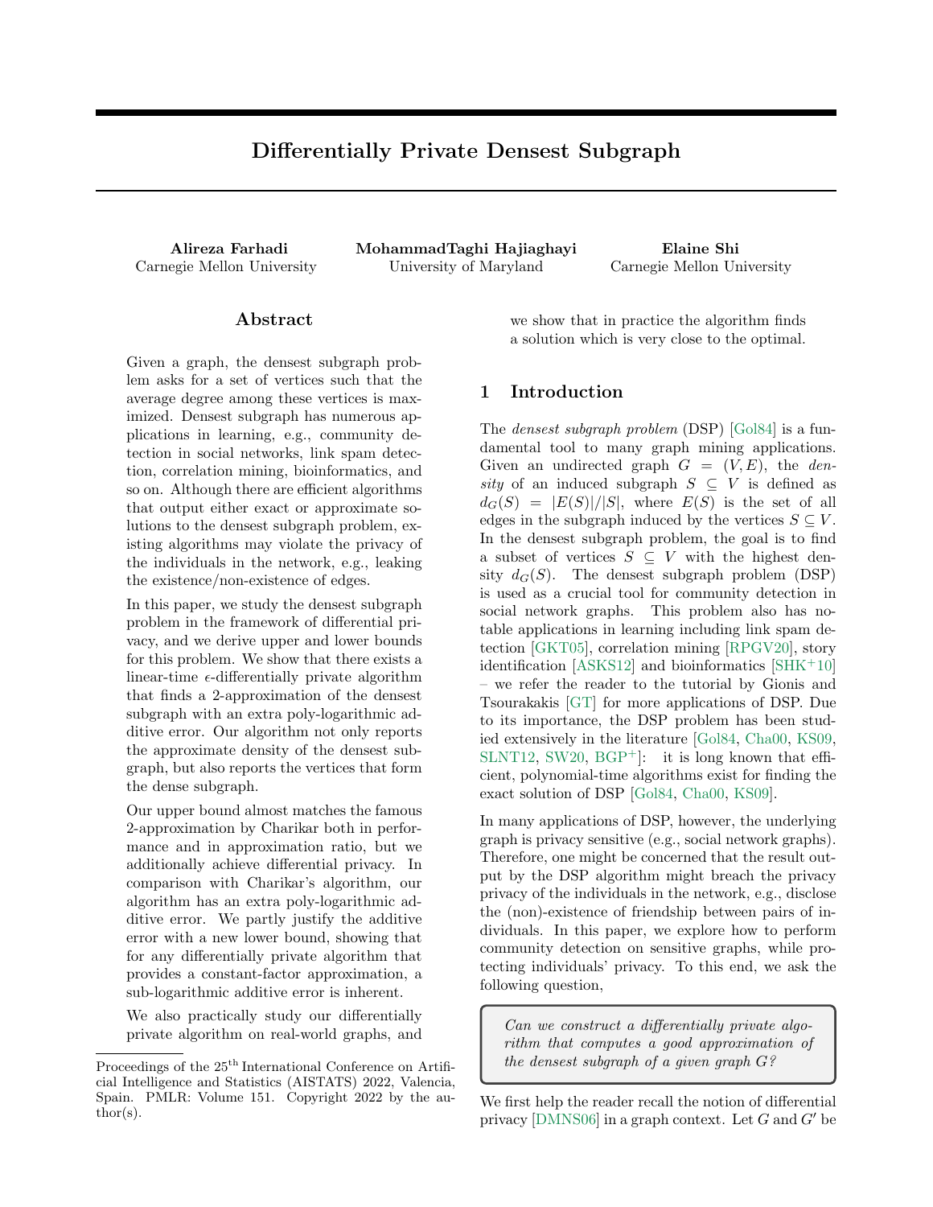# Differentially Private Densest Subgraph

**Alireza Farhadi**
Carnegie Mellon University

**MohammadTaghi Hajiaghayi**
University of Maryland

**Elaine Shi**
Carnegie Mellon University

## Abstract

Given a graph, the densest subgraph problem asks for a set of vertices such that the average degree among these vertices is maximized. Densest subgraph has numerous applications in learning, e.g., community detection in social networks, link spam detection, correlation mining, bioinformatics, and so on. Although there are efficient algorithms that output either exact or approximate solutions to the densest subgraph problem, existing algorithms may violate the privacy of the individuals in the network, e.g., leaking the existence/non-existence of edges.

In this paper, we study the densest subgraph problem in the framework of differential privacy, and we derive upper and lower bounds for this problem. We show that there exists a linear-time $\epsilon$-differentially private algorithm that finds a 2-approximation of the densest subgraph with an extra poly-logarithmic additive error. Our algorithm not only reports the approximate density of the densest subgraph, but also reports the vertices that form the dense subgraph.

Our upper bound almost matches the famous 2-approximation by Charikar both in performance and in approximation ratio, but we additionally achieve differential privacy. In comparison with Charikar's algorithm, our algorithm has an extra poly-logarithmic additive error. We partly justify the additive error with a new lower bound, showing that for any differentially private algorithm that provides a constant-factor approximation, a sub-logarithmic additive error is inherent.

We also practically study our differentially private algorithm on real-world graphs, and we show that in practice the algorithm finds a solution which is very close to the optimal.

## 1 Introduction

The *densest subgraph problem* (DSP) [Gol84] is a fundamental tool to many graph mining applications. Given an undirected graph $G = (V, E)$, the *density* of an induced subgraph $S \subseteq V$ is defined as $d_G(S) = |E(S)|/|S|$, where $E(S)$ is the set of all edges in the subgraph induced by the vertices $S \subseteq V$. In the densest subgraph problem, the goal is to find a subset of vertices $S \subseteq V$ with the highest density $d_G(S)$. The densest subgraph problem (DSP) is used as a crucial tool for community detection in social network graphs. This problem also has notable applications in learning including link spam detection [GKT05], correlation mining [RPGV20], story identification [ASKS12] and bioinformatics [SHK+10] – we refer the reader to the tutorial by Gionis and Tsourakakis [GT] for more applications of DSP. Due to its importance, the DSP problem has been studied extensively in the literature [Gol84, Cha00, KS09, SLNT12, SW20, BGP+]: it is long known that efficient, polynomial-time algorithms exist for finding the exact solution of DSP [Gol84, Cha00, KS09].

In many applications of DSP, however, the underlying graph is privacy sensitive (e.g., social network graphs). Therefore, one might be concerned that the result output by the DSP algorithm might breach the privacy privacy of the individuals in the network, e.g., disclose the (non)-existence of friendship between pairs of individuals. In this paper, we explore how to perform community detection on sensitive graphs, while protecting individuals' privacy. To this end, we ask the following question,

> *Can we construct a differentially private algorithm that computes a good approximation of the densest subgraph of a given graph G?*

We first help the reader recall the notion of differential privacy [DMNS06] in a graph context. Let $G$ and $G'$ be

Proceedings of the 25[th] International Conference on Artificial Intelligence and Statistics (AISTATS) 2022, Valencia, Spain. PMLR: Volume 151. Copyright 2022 by the author(s).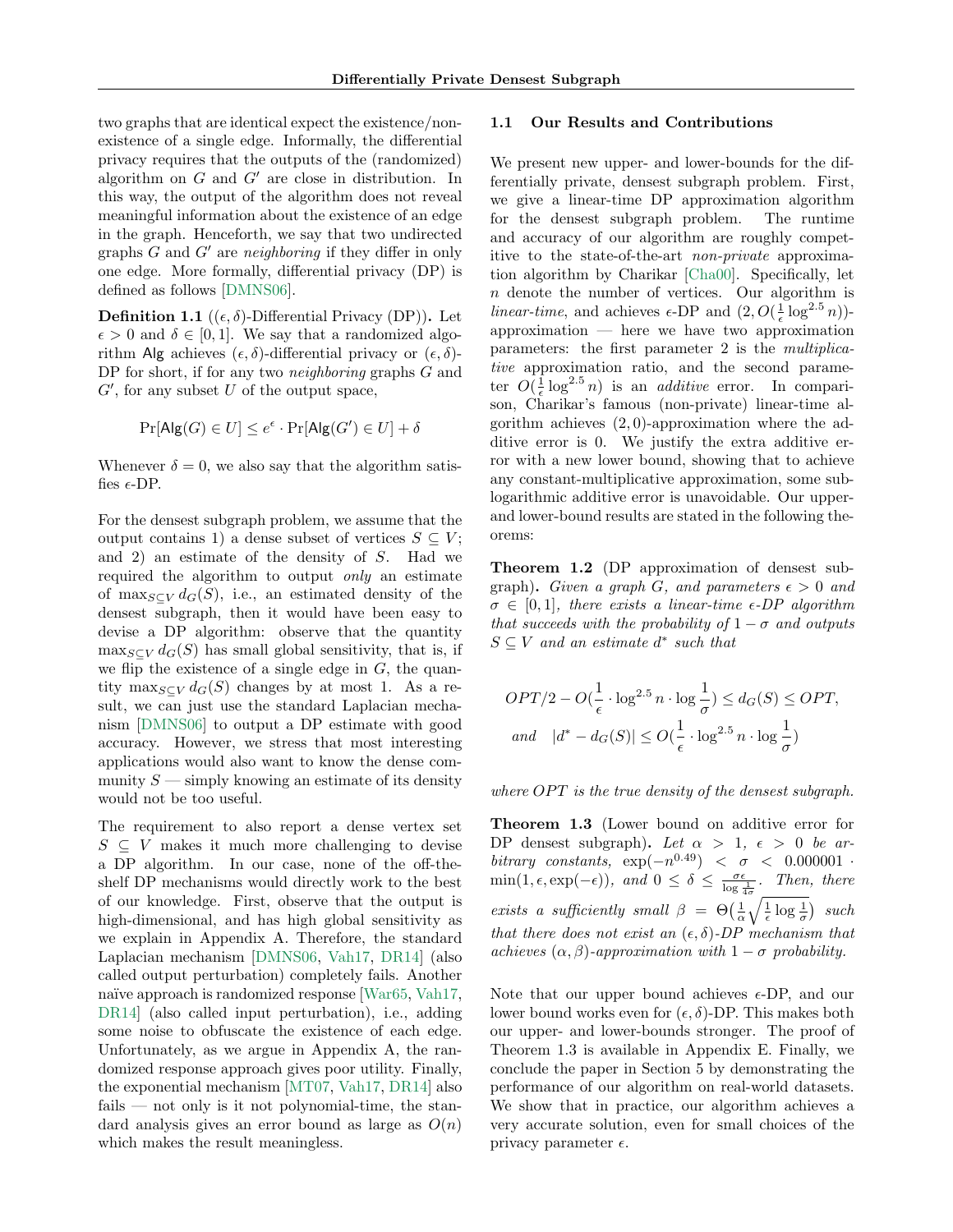two graphs that are identical expect the existence/non-existence of a single edge. Informally, the differential privacy requires that the outputs of the (randomized) algorithm on $G$ and $G'$ are close in distribution. In this way, the output of the algorithm does not reveal meaningful information about the existence of an edge in the graph. Henceforth, we say that two undirected graphs $G$ and $G'$ are *neighboring* if they differ in only one edge. More formally, differential privacy (DP) is defined as follows [DMNS06].

**Definition 1.1** (($\epsilon, \delta$)-Differential Privacy (DP)). Let $\epsilon > 0$ and $\delta \in [0, 1]$. We say that a randomized algorithm $\mathsf{Alg}$ achieves $(\epsilon, \delta)$-differential privacy or $(\epsilon, \delta)$-DP for short, if for any two *neighboring* graphs $G$ and $G'$, for any subset $U$ of the output space,

$$\Pr[\mathsf{Alg}(G) \in U] \leq e^{\epsilon} \cdot \Pr[\mathsf{Alg}(G') \in U] + \delta$$

Whenever $\delta = 0$, we also say that the algorithm satisfies $\epsilon$-DP.

For the densest subgraph problem, we assume that the output contains 1) a dense subset of vertices $S \subseteq V$; and 2) an estimate of the density of $S$. Had we required the algorithm to output *only* an estimate of $\max_{S \subseteq V} d_G(S)$, i.e., an estimated density of the densest subgraph, then it would have been easy to devise a DP algorithm: observe that the quantity $\max_{S \subseteq V} d_G(S)$ has small global sensitivity, that is, if we flip the existence of a single edge in $G$, the quantity $\max_{S \subseteq V} d_G(S)$ changes by at most 1. As a result, we can just use the standard Laplacian mechanism [DMNS06] to output a DP estimate with good accuracy. However, we stress that most interesting applications would also want to know the dense community $S$ — simply knowing an estimate of its density would not be too useful.

The requirement to also report a dense vertex set $S \subseteq V$ makes it much more challenging to devise a DP algorithm. In our case, none of the off-the-shelf DP mechanisms would directly work to the best of our knowledge. First, observe that the output is high-dimensional, and has high global sensitivity as we explain in Appendix A. Therefore, the standard Laplacian mechanism [DMNS06, Vah17, DR14] (also called output perturbation) completely fails. Another naïve approach is randomized response [War65, Vah17, DR14] (also called input perturbation), i.e., adding some noise to obfuscate the existence of each edge. Unfortunately, as we argue in Appendix A, the randomized response approach gives poor utility. Finally, the exponential mechanism [MT07, Vah17, DR14] also fails — not only is it not polynomial-time, the standard analysis gives an error bound as large as $O(n)$ which makes the result meaningless.

### 1.1 Our Results and Contributions

We present new upper- and lower-bounds for the differentially private, densest subgraph problem. First, we give a linear-time DP approximation algorithm for the densest subgraph problem. The runtime and accuracy of our algorithm are roughly competitive to the state-of-the-art *non-private* approximation algorithm by Charikar [Cha00]. Specifically, let $n$ denote the number of vertices. Our algorithm is *linear-time*, and achieves $\epsilon$-DP and $(2, O(\frac{1}{\epsilon}\log^{2.5} n))$-approximation — here we have two approximation parameters: the first parameter 2 is the *multiplicative* approximation ratio, and the second parameter $O(\frac{1}{\epsilon}\log^{2.5} n)$ is an *additive* error. In comparison, Charikar's famous (non-private) linear-time algorithm achieves $(2, 0)$-approximation where the additive error is 0. We justify the extra additive error with a new lower bound, showing that to achieve any constant-multiplicative approximation, some sub-logarithmic additive error is unavoidable. Our upper- and lower-bound results are stated in the following theorems:

**Theorem 1.2** (DP approximation of densest subgraph). *Given a graph $G$, and parameters $\epsilon > 0$ and $\sigma \in [0, 1]$, there exists a linear-time $\epsilon$-DP algorithm that succeeds with the probability of $1 - \sigma$ and outputs $S \subseteq V$ and an estimate $d^*$ such that*

$$OPT/2 - O(\frac{1}{\epsilon} \cdot \log^{2.5} n \cdot \log \frac{1}{\sigma}) \leq d_G(S) \leq OPT,$$
$$\text{and} \quad |d^* - d_G(S)| \leq O(\frac{1}{\epsilon} \cdot \log^{2.5} n \cdot \log \frac{1}{\sigma})$$

*where $OPT$ is the true density of the densest subgraph.*

**Theorem 1.3** (Lower bound on additive error for DP densest subgraph). *Let $\alpha > 1$, $\epsilon > 0$ be arbitrary constants, $\exp(-n^{0.49}) < \sigma < 0.000001 \cdot \min(1, \epsilon, \exp(-\epsilon))$, and $0 \leq \delta \leq \frac{\sigma\epsilon}{\log \frac{1}{4\sigma}}$. Then, there exists a sufficiently small $\beta = \Theta\big(\frac{1}{\alpha}\sqrt{\frac{1}{\epsilon}\log\frac{1}{\sigma}}\big)$ such that there does not exist an $(\epsilon, \delta)$-DP mechanism that achieves $(\alpha, \beta)$-approximation with $1 - \sigma$ probability.*

Note that our upper bound achieves $\epsilon$-DP, and our lower bound works even for $(\epsilon, \delta)$-DP. This makes both our upper- and lower-bounds stronger. The proof of Theorem 1.3 is available in Appendix E. Finally, we conclude the paper in Section 5 by demonstrating the performance of our algorithm on real-world datasets. We show that in practice, our algorithm achieves a very accurate solution, even for small choices of the privacy parameter $\epsilon$.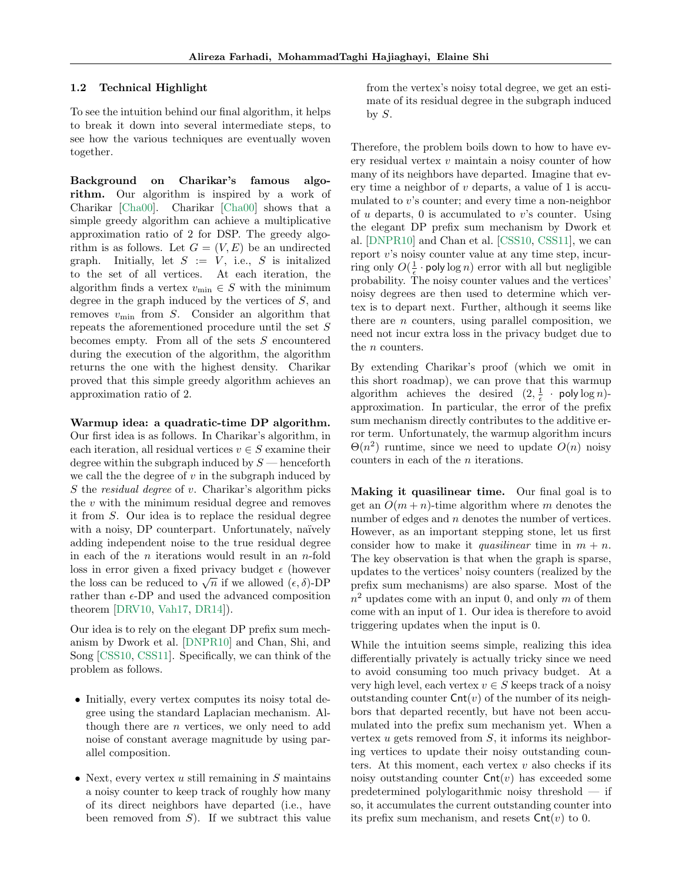### 1.2 Technical Highlight

To see the intuition behind our final algorithm, it helps to break it down into several intermediate steps, to see how the various techniques are eventually woven together.

**Background on Charikar's famous algorithm.** Our algorithm is inspired by a work of Charikar [Cha00]. Charikar [Cha00] shows that a simple greedy algorithm can achieve a multiplicative approximation ratio of 2 for DSP. The greedy algorithm is as follows. Let $G = (V, E)$ be an undirected graph. Initially, let $S := V$, i.e., $S$ is initalized to the set of all vertices. At each iteration, the algorithm finds a vertex $v_{\min} \in S$ with the minimum degree in the graph induced by the vertices of $S$, and removes $v_{\min}$ from $S$. Consider an algorithm that repeats the aforementioned procedure until the set $S$ becomes empty. From all of the sets $S$ encountered during the execution of the algorithm, the algorithm returns the one with the highest density. Charikar proved that this simple greedy algorithm achieves an approximation ratio of 2.

**Warmup idea: a quadratic-time DP algorithm.** Our first idea is as follows. In Charikar's algorithm, in each iteration, all residual vertices $v \in S$ examine their degree within the subgraph induced by $S$ — henceforth we call the the degree of $v$ in the subgraph induced by $S$ the *residual degree* of $v$. Charikar's algorithm picks the $v$ with the minimum residual degree and removes it from $S$. Our idea is to replace the residual degree with a noisy, DP counterpart. Unfortunately, naïvely adding independent noise to the true residual degree in each of the $n$ iterations would result in an $n$-fold loss in error given a fixed privacy budget $\epsilon$ (however the loss can be reduced to $\sqrt{n}$ if we allowed $(\epsilon, \delta)$-DP rather than $\epsilon$-DP and used the advanced composition theorem [DRV10, Vah17, DR14]).

Our idea is to rely on the elegant DP prefix sum mechanism by Dwork et al. [DNPR10] and Chan, Shi, and Song [CSS10, CSS11]. Specifically, we can think of the problem as follows.

- Initially, every vertex computes its noisy total degree using the standard Laplacian mechanism. Although there are $n$ vertices, we only need to add noise of constant average magnitude by using parallel composition.
- Next, every vertex $u$ still remaining in $S$ maintains a noisy counter to keep track of roughly how many of its direct neighbors have departed (i.e., have been removed from $S$). If we subtract this value from the vertex's noisy total degree, we get an estimate of its residual degree in the subgraph induced by $S$.

Therefore, the problem boils down to how to have every residual vertex $v$ maintain a noisy counter of how many of its neighbors have departed. Imagine that every time a neighbor of $v$ departs, a value of 1 is accumulated to $v$'s counter; and every time a non-neighbor of $u$ departs, 0 is accumulated to $v$'s counter. Using the elegant DP prefix sum mechanism by Dwork et al. [DNPR10] and Chan et al. [CSS10, CSS11], we can report $v$'s noisy counter value at any time step, incurring only $O(\frac{1}{\epsilon} \cdot \mathsf{poly}\log n)$ error with all but negligible probability. The noisy counter values and the vertices' noisy degrees are then used to determine which vertex is to depart next. Further, although it seems like there are $n$ counters, using parallel composition, we need not incur extra loss in the privacy budget due to the $n$ counters.

By extending Charikar's proof (which we omit in this short roadmap), we can prove that this warmup algorithm achieves the desired $(2, \frac{1}{\epsilon} \cdot \mathsf{poly}\log n)$-approximation. In particular, the error of the prefix sum mechanism directly contributes to the additive error term. Unfortunately, the warmup algorithm incurs $\Theta(n^2)$ runtime, since we need to update $O(n)$ noisy counters in each of the $n$ iterations.

**Making it quasilinear time.** Our final goal is to get an $O(m + n)$-time algorithm where $m$ denotes the number of edges and $n$ denotes the number of vertices. However, as an important stepping stone, let us first consider how to make it *quasilinear* time in $m + n$. The key observation is that when the graph is sparse, updates to the vertices' noisy counters (realized by the prefix sum mechanisms) are also sparse. Most of the $n^2$ updates come with an input 0, and only $m$ of them come with an input of 1. Our idea is therefore to avoid triggering updates when the input is 0.

While the intuition seems simple, realizing this idea differentially privately is actually tricky since we need to avoid consuming too much privacy budget. At a very high level, each vertex $v \in S$ keeps track of a noisy outstanding counter $\mathsf{Cnt}(v)$ of the number of its neighbors that departed recently, but have not been accumulated into the prefix sum mechanism yet. When a vertex $u$ gets removed from $S$, it informs its neighboring vertices to update their noisy outstanding counters. At this moment, each vertex $v$ also checks if its noisy outstanding counter $\mathsf{Cnt}(v)$ has exceeded some predetermined polylogarithmic noisy threshold — if so, it accumulates the current outstanding counter into its prefix sum mechanism, and resets $\mathsf{Cnt}(v)$ to 0.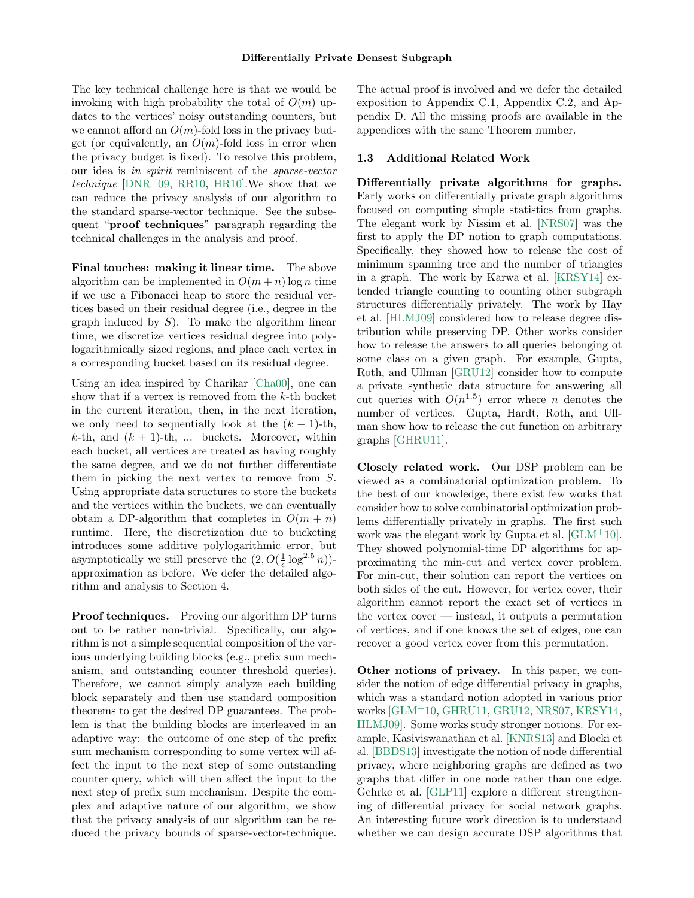The key technical challenge here is that we would be invoking with high probability the total of $O(m)$ updates to the vertices' noisy outstanding counters, but we cannot afford an $O(m)$-fold loss in the privacy budget (or equivalently, an $O(m)$-fold loss in error when the privacy budget is fixed). To resolve this problem, our idea is *in spirit* reminiscent of the *sparse-vector technique* [DNR+09, RR10, HR10].We show that we can reduce the privacy analysis of our algorithm to the standard sparse-vector technique. See the subsequent "**proof techniques**" paragraph regarding the technical challenges in the analysis and proof.

**Final touches: making it linear time.** The above algorithm can be implemented in $O(m + n) \log n$ time if we use a Fibonacci heap to store the residual vertices based on their residual degree (i.e., degree in the graph induced by $S$). To make the algorithm linear time, we discretize vertices residual degree into polylogarithmically sized regions, and place each vertex in a corresponding bucket based on its residual degree.

Using an idea inspired by Charikar [Cha00], one can show that if a vertex is removed from the $k$-th bucket in the current iteration, then, in the next iteration, we only need to sequentially look at the $(k-1)$-th, $k$-th, and $(k+1)$-th, ... buckets. Moreover, within each bucket, all vertices are treated as having roughly the same degree, and we do not further differentiate them in picking the next vertex to remove from $S$. Using appropriate data structures to store the buckets and the vertices within the buckets, we can eventually obtain a DP-algorithm that completes in $O(m + n)$ runtime. Here, the discretization due to bucketing introduces some additive polylogarithmic error, but asymptotically we still preserve the $(2, O(\frac{1}{\epsilon} \log^{2.5} n))$-approximation as before. We defer the detailed algorithm and analysis to Section 4.

**Proof techniques.** Proving our algorithm DP turns out to be rather non-trivial. Specifically, our algorithm is not a simple sequential composition of the various underlying building blocks (e.g., prefix sum mechanism, and outstanding counter threshold queries). Therefore, we cannot simply analyze each building block separately and then use standard composition theorems to get the desired DP guarantees. The problem is that the building blocks are interleaved in an adaptive way: the outcome of one step of the prefix sum mechanism corresponding to some vertex will affect the input to the next step of some outstanding counter query, which will then affect the input to the next step of prefix sum mechanism. Despite the complex and adaptive nature of our algorithm, we show that the privacy analysis of our algorithm can be reduced the privacy bounds of sparse-vector-technique. The actual proof is involved and we defer the detailed exposition to Appendix C.1, Appendix C.2, and Appendix D. All the missing proofs are available in the appendices with the same Theorem number.

### 1.3 Additional Related Work

**Differentially private algorithms for graphs.** Early works on differentially private graph algorithms focused on computing simple statistics from graphs. The elegant work by Nissim et al. [NRS07] was the first to apply the DP notion to graph computations. Specifically, they showed how to release the cost of minimum spanning tree and the number of triangles in a graph. The work by Karwa et al. [KRSY14] extended triangle counting to counting other subgraph structures differentially privately. The work by Hay et al. [HLMJ09] considered how to release degree distribution while preserving DP. Other works consider how to release the answers to all queries belonging ot some class on a given graph. For example, Gupta, Roth, and Ullman [GRU12] consider how to compute a private synthetic data structure for answering all cut queries with $O(n^{1.5})$ error where $n$ denotes the number of vertices. Gupta, Hardt, Roth, and Ullman show how to release the cut function on arbitrary graphs [GHRU11].

**Closely related work.** Our DSP problem can be viewed as a combinatorial optimization problem. To the best of our knowledge, there exist few works that consider how to solve combinatorial optimization problems differentially privately in graphs. The first such work was the elegant work by Gupta et al. [GLM+10]. They showed polynomial-time DP algorithms for approximating the min-cut and vertex cover problem. For min-cut, their solution can report the vertices on both sides of the cut. However, for vertex cover, their algorithm cannot report the exact set of vertices in the vertex cover — instead, it outputs a permutation of vertices, and if one knows the set of edges, one can recover a good vertex cover from this permutation.

**Other notions of privacy.** In this paper, we consider the notion of edge differential privacy in graphs, which was a standard notion adopted in various prior works [GLM+10, GHRU11, GRU12, NRS07, KRSY14, HLMJ09]. Some works study stronger notions. For example, Kasiviswanathan et al. [KNRS13] and Blocki et al. [BBDS13] investigate the notion of node differential privacy, where neighboring graphs are defined as two graphs that differ in one node rather than one edge. Gehrke et al. [GLP11] explore a different strengthening of differential privacy for social network graphs. An interesting future work direction is to understand whether we can design accurate DSP algorithms that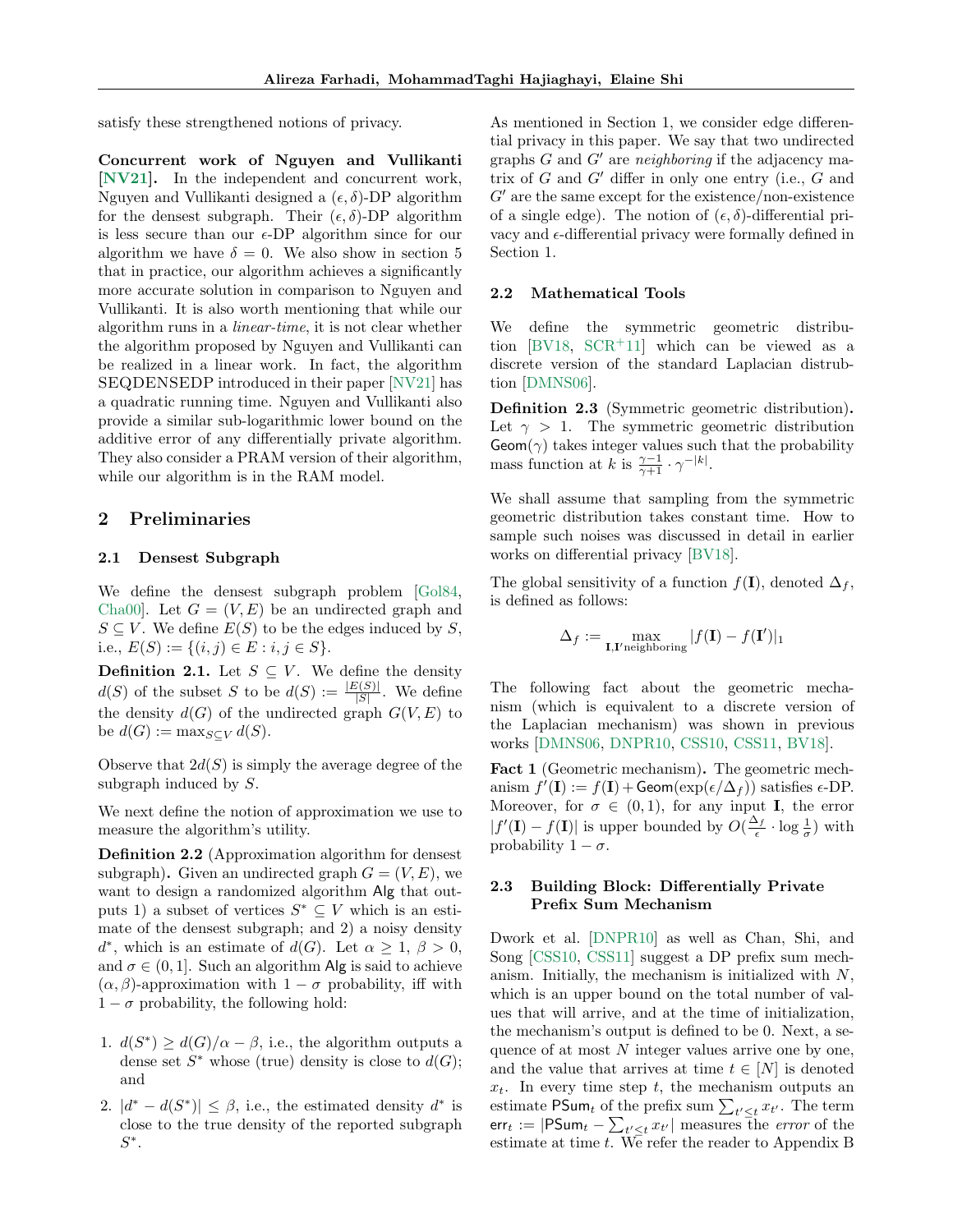satisfy these strengthened notions of privacy.

**Concurrent work of Nguyen and Vullikanti [NV21].** In the independent and concurrent work, Nguyen and Vullikanti designed a $(\epsilon, \delta)$-DP algorithm for the densest subgraph. Their $(\epsilon, \delta)$-DP algorithm is less secure than our $\epsilon$-DP algorithm since for our algorithm we have $\delta = 0$. We also show in section 5 that in practice, our algorithm achieves a significantly more accurate solution in comparison to Nguyen and Vullikanti. It is also worth mentioning that while our algorithm runs in a *linear-time*, it is not clear whether the algorithm proposed by Nguyen and Vullikanti can be realized in a linear work. In fact, the algorithm SEQDENSEDP introduced in their paper [NV21] has a quadratic running time. Nguyen and Vullikanti also provide a similar sub-logarithmic lower bound on the additive error of any differentially private algorithm. They also consider a PRAM version of their algorithm, while our algorithm is in the RAM model.

## 2 Preliminaries

### 2.1 Densest Subgraph

We define the densest subgraph problem [Gol84, Cha00]. Let $G = (V, E)$ be an undirected graph and $S \subseteq V$. We define $E(S)$ to be the edges induced by $S$, i.e., $E(S) := \{(i, j) \in E : i, j \in S\}$.

**Definition 2.1.** Let $S \subseteq V$. We define the density $d(S)$ of the subset $S$ to be $d(S) := \frac{|E(S)|}{|S|}$. We define the density $d(G)$ of the undirected graph $G(V, E)$ to be $d(G) := \max_{S \subseteq V} d(S)$.

Observe that $2d(S)$ is simply the average degree of the subgraph induced by $S$.

We next define the notion of approximation we use to measure the algorithm's utility.

**Definition 2.2** (Approximation algorithm for densest subgraph)**.** Given an undirected graph $G = (V, E)$, we want to design a randomized algorithm $\mathsf{Alg}$ that outputs 1) a subset of vertices $S^* \subseteq V$ which is an estimate of the densest subgraph; and 2) a noisy density $d^*$, which is an estimate of $d(G)$. Let $\alpha \geq 1$, $\beta > 0$, and $\sigma \in (0, 1]$. Such an algorithm $\mathsf{Alg}$ is said to achieve $(\alpha, \beta)$-approximation with $1 - \sigma$ probability, iff with $1 - \sigma$ probability, the following hold:

1. $d(S^*) \geq d(G)/\alpha - \beta$, i.e., the algorithm outputs a dense set $S^*$ whose (true) density is close to $d(G)$; and
2. $|d^* - d(S^*)| \leq \beta$, i.e., the estimated density $d^*$ is close to the true density of the reported subgraph $S^*$.

As mentioned in Section 1, we consider edge differential privacy in this paper. We say that two undirected graphs $G$ and $G'$ are *neighboring* if the adjacency matrix of $G$ and $G'$ differ in only one entry (i.e., $G$ and $G'$ are the same except for the existence/non-existence of a single edge). The notion of $(\epsilon, \delta)$-differential privacy and $\epsilon$-differential privacy were formally defined in Section 1.

### 2.2 Mathematical Tools

We define the symmetric geometric distribution [BV18, SCR+11] which can be viewed as a discrete version of the standard Laplacian distrubtion [DMNS06].

**Definition 2.3** (Symmetric geometric distribution)**.** Let $\gamma > 1$. The symmetric geometric distribution $\mathsf{Geom}(\gamma)$ takes integer values such that the probability mass function at $k$ is $\frac{\gamma-1}{\gamma+1} \cdot \gamma^{-|k|}$.

We shall assume that sampling from the symmetric geometric distribution takes constant time. How to sample such noises was discussed in detail in earlier works on differential privacy [BV18].

The global sensitivity of a function $f(\mathbf{I})$, denoted $\Delta_f$, is defined as follows:

$$\Delta_f := \max_{\mathbf{I}, \mathbf{I}' \text{neighboring}} |f(\mathbf{I}) - f(\mathbf{I}')|_1$$

The following fact about the geometric mechanism (which is equivalent to a discrete version of the Laplacian mechanism) was shown in previous works [DMNS06, DNPR10, CSS10, CSS11, BV18].

**Fact 1** (Geometric mechanism)**.** The geometric mechanism $f'(\mathbf{I}) := f(\mathbf{I}) + \mathsf{Geom}(\exp(\epsilon/\Delta_f))$ satisfies $\epsilon$-DP. Moreover, for $\sigma \in (0, 1)$, for any input $\mathbf{I}$, the error $|f'(\mathbf{I}) - f(\mathbf{I})|$ is upper bounded by $O(\frac{\Delta_f}{\epsilon} \cdot \log \frac{1}{\sigma})$ with probability $1 - \sigma$.

### 2.3 Building Block: Differentially Private Prefix Sum Mechanism

Dwork et al. [DNPR10] as well as Chan, Shi, and Song [CSS10, CSS11] suggest a DP prefix sum mechanism. Initially, the mechanism is initialized with $N$, which is an upper bound on the total number of values that will arrive, and at the time of initialization, the mechanism's output is defined to be 0. Next, a sequence of at most $N$ integer values arrive one by one, and the value that arrives at time $t \in [N]$ is denoted $x_t$. In every time step $t$, the mechanism outputs an estimate $\mathsf{PSum}_t$ of the prefix sum $\sum_{t' \leq t} x_{t'}$. The term $\mathsf{err}_t := |\mathsf{PSum}_t - \sum_{t' \leq t} x_{t'}|$ measures the *error* of the estimate at time $t$. We refer the reader to Appendix B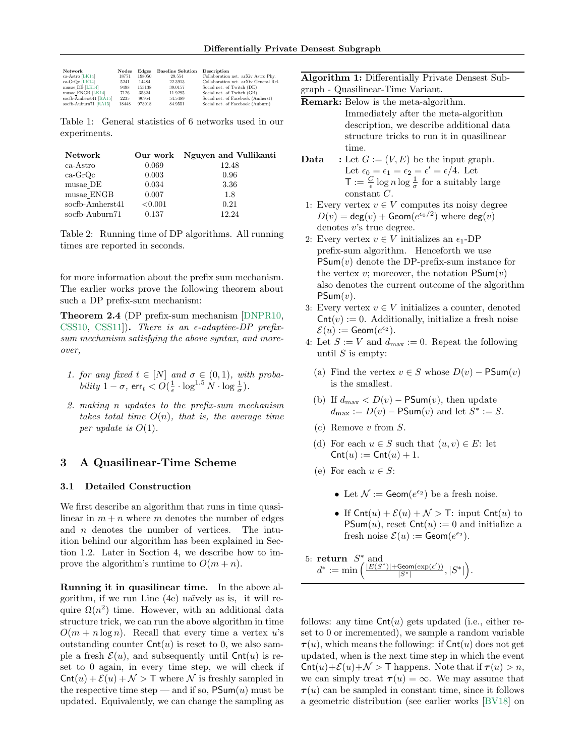| Network | Nodes | Edges | Baseline Solution | Description |
| --- | --- | --- | --- | --- |
| ca-Astro [LK14] | 18771 | 198050 | 29.554 | Collaboration net. arXiv Astro Phy. |
| ca-GrQc [LK14] | 5241 | 14484 | 22.3913 | Collaboration net. arXiv General Rel. |
| musae_DE [LK14] | 9498 | 153138 | 39.0157 | Social net. of Twitch (DE) |
| musae_ENGB [LK14] | 7126 | 35324 | 11.9295 | Social net. of Twitch (GB) |
| socfb-Amherst41 [RA15] | 2235 | 90954 | 54.5489 | Social net. of Facebook (Amherst) |
| socfb-Auburn71 [RA15] | 18448 | 973918 | 84.9551 | Social net. of Facebook (Auburn) |

Table 1: General statistics of 6 networks used in our experiments.

| Network | Our work | Nguyen and Vullikanti |
| --- | --- | --- |
| ca-Astro | 0.069 | 12.48 |
| ca-GrQc | 0.003 | 0.96 |
| musae_DE | 0.034 | 3.36 |
| musae_ENGB | 0.007 | 1.8 |
| socfb-Amherst41 | <0.001 | 0.21 |
| socfb-Auburn71 | 0.137 | 12.24 |

Table 2: Running time of DP algorithms. All running times are reported in seconds.

for more information about the prefix sum mechanism. The earlier works prove the following theorem about such a DP prefix-sum mechanism:

**Theorem 2.4** (DP prefix-sum mechanism [DNPR10, CSS10, CSS11])**.** *There is an $\epsilon$-adaptive-DP prefix-sum mechanism satisfying the above syntax, and moreover,*

1. *for any fixed $t \in [N]$ and $\sigma \in (0,1)$, with probability $1-\sigma$, $\mathsf{err}_t < O(\frac{1}{\epsilon} \cdot \log^{1.5} N \cdot \log \frac{1}{\sigma})$.*
2. *making $n$ updates to the prefix-sum mechanism takes total time $O(n)$, that is, the average time per update is $O(1)$.*

## 3 A Quasilinear-Time Scheme

### 3.1 Detailed Construction

We first describe an algorithm that runs in time quasilinear in $m+n$ where $m$ denotes the number of edges and $n$ denotes the number of vertices. The intuition behind our algorithm has been explained in Section 1.2. Later in Section 4, we describe how to improve the algorithm's runtime to $O(m+n)$.

---

**Algorithm 1:** Differentially Private Densest Subgraph - Quasilinear-Time Variant.

**Remark:** Below is the meta-algorithm. Immediately after the meta-algorithm description, we describe additional data structure tricks to run it in quasilinear time.

**Data :** Let $G := (V, E)$ be the input graph. Let $\epsilon_0 = \epsilon_1 = \epsilon_2 = \epsilon' = \epsilon/4$. Let $\mathsf{T} := \frac{C}{\epsilon} \log n \log \frac{1}{\sigma}$ for a suitably large constant $C$.

1: Every vertex $v \in V$ computes its noisy degree $D(v) = \mathsf{deg}(v) + \mathsf{Geom}(e^{\epsilon_0/2})$ where $\mathsf{deg}(v)$ denotes $v$'s true degree.

2: Every vertex $v \in V$ initializes an $\epsilon_1$-DP prefix-sum algorithm. Henceforth we use $\mathsf{PSum}(v)$ denote the DP-prefix-sum instance for the vertex $v$; moreover, the notation $\mathsf{PSum}(v)$ also denotes the current outcome of the algorithm $\mathsf{PSum}(v)$.

3: Every vertex $v \in V$ initializes a counter, denoted $\mathsf{Cnt}(v) := 0$. Additionally, initialize a fresh noise $\mathcal{E}(u) := \mathsf{Geom}(e^{\epsilon_2})$.

4: Let $S := V$ and $d_{\max} := 0$. Repeat the following until $S$ is empty:

 (a) Find the vertex $v \in S$ whose $D(v) - \mathsf{PSum}(v)$ is the smallest.

 (b) If $d_{\max} < D(v) - \mathsf{PSum}(v)$, then update $d_{\max} := D(v) - \mathsf{PSum}(v)$ and let $S^* := S$.

 (c) Remove $v$ from $S$.

 (d) For each $u \in S$ such that $(u, v) \in E$: let $\mathsf{Cnt}(u) := \mathsf{Cnt}(u) + 1$.

 (e) For each $u \in S$:

  - Let $\mathcal{N} := \mathsf{Geom}(e^{\epsilon_2})$ be a fresh noise.
  - If $\mathsf{Cnt}(u) + \mathcal{E}(u) + \mathcal{N} > \mathsf{T}$: input $\mathsf{Cnt}(u)$ to $\mathsf{PSum}(u)$, reset $\mathsf{Cnt}(u) := 0$ and initialize a fresh noise $\mathcal{E}(u) := \mathsf{Geom}(e^{\epsilon_2})$.

5: **return** $S^*$ and $d^* := \min\left(\frac{|E(S^*)| + \mathsf{Geom}(\exp(\epsilon'))}{|S^*|}, |S^*|\right)$.

---

**Running it in quasilinear time.** In the above algorithm, if we run Line (4e) naïvely as is, it will require $\Omega(n^2)$ time. However, with an additional data structure trick, we can run the above algorithm in time $O(m + n \log n)$. Recall that every time a vertex $u$'s outstanding counter $\mathsf{Cnt}(u)$ is reset to 0, we also sample a fresh $\mathcal{E}(u)$, and subsequently until $\mathsf{Cnt}(u)$ is reset to 0 again, in every time step, we will check if $\mathsf{Cnt}(u) + \mathcal{E}(u) + \mathcal{N} > \mathsf{T}$ where $\mathcal{N}$ is freshly sampled in the respective time step — and if so, $\mathsf{PSum}(u)$ must be updated. Equivalently, we can change the sampling as follows: any time $\mathsf{Cnt}(u)$ gets updated (i.e., either reset to 0 or incremented), we sample a random variable $\boldsymbol{\tau}(u)$, which means the following: if $\mathsf{Cnt}(u)$ does not get updated, when is the next time step in which the event $\mathsf{Cnt}(u) + \mathcal{E}(u) + \mathcal{N} > \mathsf{T}$ happens. Note that if $\boldsymbol{\tau}(u) > n$, we can simply treat $\boldsymbol{\tau}(u) = \infty$. We may assume that $\boldsymbol{\tau}(u)$ can be sampled in constant time, since it follows a geometric distribution (see earlier works [BV18] on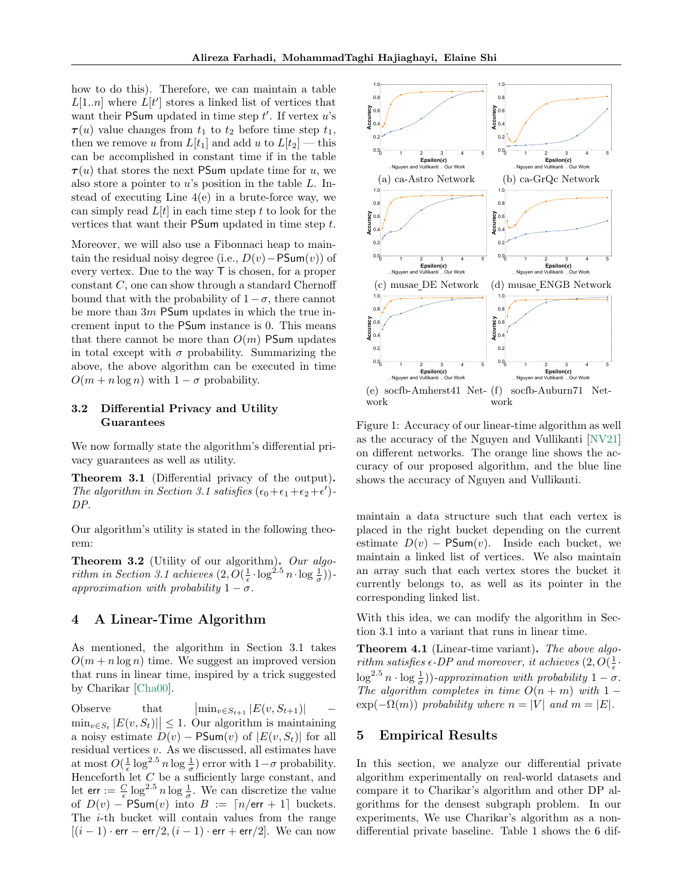how to do this). Therefore, we can maintain a table $L[1..n]$ where $L[t']$ stores a linked list of vertices that want their $\mathsf{PSum}$ updated in time step $t'$. If vertex $u$'s $\boldsymbol{\tau}(u)$ value changes from $t_1$ to $t_2$ before time step $t_1$, then we remove $u$ from $L[t_1]$ and add $u$ to $L[t_2]$ — this can be accomplished in constant time if in the table $\boldsymbol{\tau}(u)$ that stores the next $\mathsf{PSum}$ update time for $u$, we also store a pointer to $u$'s position in the table $L$. Instead of executing Line 4(e) in a brute-force way, we can simply read $L[t]$ in each time step $t$ to look for the vertices that want their $\mathsf{PSum}$ updated in time step $t$.

Moreover, we will also use a Fibonnaci heap to maintain the residual noisy degree (i.e., $D(v) - \mathsf{PSum}(v)$) of every vertex. Due to the way $\mathsf{T}$ is chosen, for a proper constant $C$, one can show through a standard Chernoff bound that with the probability of $1-\sigma$, there cannot be more than $3m$ $\mathsf{PSum}$ updates in which the true increment input to the $\mathsf{PSum}$ instance is 0. This means that there cannot be more than $O(m)$ $\mathsf{PSum}$ updates in total except with $\sigma$ probability. Summarizing the above, the above algorithm can be executed in time $O(m + n \log n)$ with $1-\sigma$ probability.

### 3.2 Differential Privacy and Utility Guarantees

We now formally state the algorithm's differential privacy guarantees as well as utility.

**Theorem 3.1** (Differential privacy of the output)**.** *The algorithm in Section 3.1 satisfies $(\epsilon_0+\epsilon_1+\epsilon_2+\epsilon')$-DP.*

Our algorithm's utility is stated in the following theorem:

**Theorem 3.2** (Utility of our algorithm)**.** *Our algorithm in Section 3.1 achieves $(2, O(\frac{1}{\epsilon} \cdot \log^{2.5} n \cdot \log \frac{1}{\sigma}))$-approximation with probability $1-\sigma$.*

## 4 A Linear-Time Algorithm

As mentioned, the algorithm in Section 3.1 takes $O(m + n \log n)$ time. We suggest an improved version that runs in linear time, inspired by a trick suggested by Charikar [Cha00].

Observe that $\left| \min_{v \in S_{t+1}} |E(v, S_{t+1})| - \min_{v \in S_t} |E(v, S_t)| \right| \leq 1$. Our algorithm is maintaining a noisy estimate $D(v) - \mathsf{PSum}(v)$ of $|E(v, S_t)|$ for all residual vertices $v$. As we discussed, all estimates have at most $O(\frac{1}{\epsilon} \log^{2.5} n \log \frac{1}{\sigma})$ error with $1-\sigma$ probability. Henceforth let $C$ be a sufficiently large constant, and let $\mathsf{err} := \frac{C}{\epsilon} \log^{2.5} n \log \frac{1}{\sigma}$. We can discretize the value of $D(v) - \mathsf{PSum}(v)$ into $B := \lceil n/\mathsf{err} + 1 \rceil$ buckets. The $i$-th bucket will contain values from the range $[(i-1) \cdot \mathsf{err} - \mathsf{err}/2, (i-1) \cdot \mathsf{err} + \mathsf{err}/2]$. We can now maintain a data structure such that each vertex is placed in the right bucket depending on the current estimate $D(v) - \mathsf{PSum}(v)$. Inside each bucket, we maintain a linked list of vertices. We also maintain an array such that each vertex stores the bucket it currently belongs to, as well as its pointer in the corresponding linked list.

With this idea, we can modify the algorithm in Section 3.1 into a variant that runs in linear time.

**Theorem 4.1** (Linear-time variant)**.** *The above algorithm satisfies $\epsilon$-DP and moreover, it achieves $(2, O(\frac{1}{\epsilon} \cdot \log^{2.5} n \cdot \log \frac{1}{\sigma}))$-approximation with probability $1-\sigma$. The algorithm completes in time $O(n+m)$ with $1 - \exp(-\Omega(m))$ probability where $n = |V|$ and $m = |E|$.*

(a) ca-Astro Network

(b) ca-GrQc Network

(c) musae_DE Network

(d) musae_ENGB Network

(e) socfb-Amherst41 Network

(f) socfb-Auburn71 Network

Figure 1: Accuracy of our linear-time algorithm as well as the accuracy of the Nguyen and Vullikanti [NV21] on different networks. The orange line shows the accuracy of our proposed algorithm, and the blue line shows the accuracy of Nguyen and Vullikanti.

## 5 Empirical Results

In this section, we analyze our differential private algorithm experimentally on real-world datasets and compare it to Charikar's algorithm and other DP algorithms for the densest subgraph problem. In our experiments, We use Charikar's algorithm as a non-differential private baseline. Table 1 shows the 6 dif-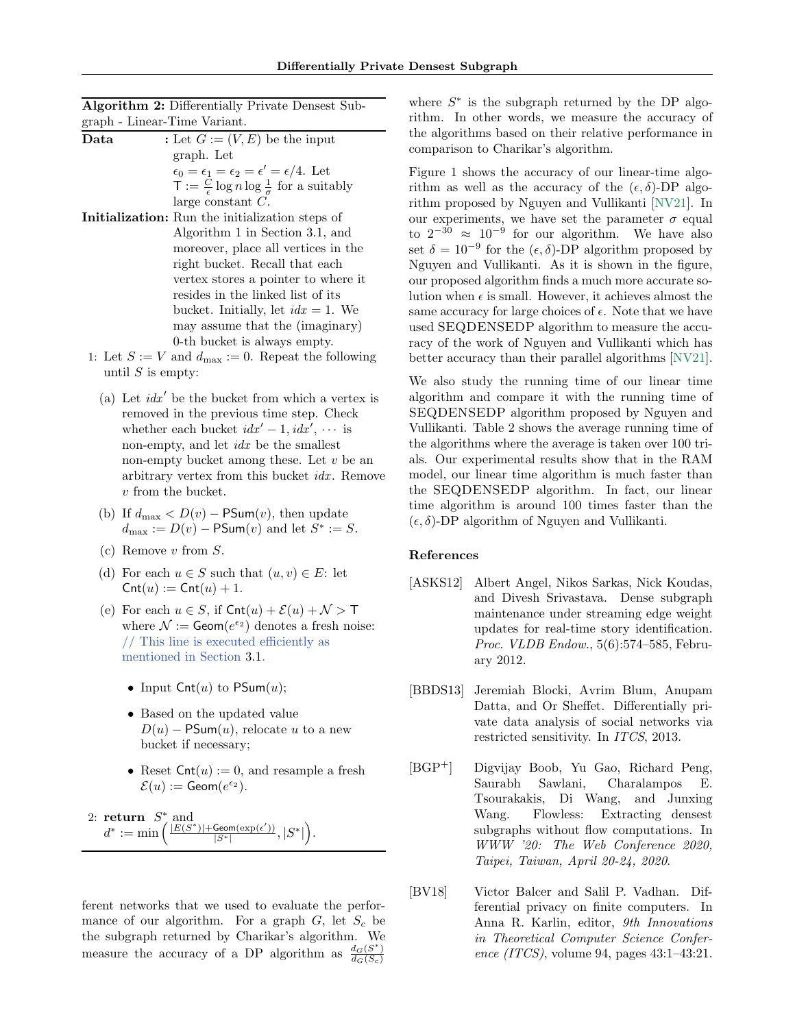**Algorithm 2:** Differentially Private Densest Subgraph - Linear-Time Variant.

**Data** : Let $G := (V, E)$ be the input graph. Let $\epsilon_0 = \epsilon_1 = \epsilon_2 = \epsilon' = \epsilon/4$. Let $\mathsf{T} := \frac{C}{\epsilon} \log n \log \frac{1}{\sigma}$ for a suitably large constant $C$.

**Initialization:** Run the initialization steps of Algorithm 1 in Section 3.1, and moreover, place all vertices in the right bucket. Recall that each vertex stores a pointer to where it resides in the linked list of its bucket. Initially, let $idx = 1$. We may assume that the (imaginary) 0-th bucket is always empty.

1: Let $S := V$ and $d_{\max} := 0$. Repeat the following until $S$ is empty:

(a) Let $idx'$ be the bucket from which a vertex is removed in the previous time step. Check whether each bucket $idx' - 1, idx', \cdots$ is non-empty, and let $idx$ be the smallest non-empty bucket among these. Let $v$ be an arbitrary vertex from this bucket $idx$. Remove $v$ from the bucket.

(b) If $d_{\max} < D(v) - \mathsf{PSum}(v)$, then update $d_{\max} := D(v) - \mathsf{PSum}(v)$ and let $S^* := S$.

(c) Remove $v$ from $S$.

(d) For each $u \in S$ such that $(u, v) \in E$: let $\mathsf{Cnt}(u) := \mathsf{Cnt}(u) + 1$.

(e) For each $u \in S$, if $\mathsf{Cnt}(u) + \mathcal{E}(u) + \mathcal{N} > \mathsf{T}$ where $\mathcal{N} := \mathsf{Geom}(e^{\epsilon_2})$ denotes a fresh noise: // This line is executed efficiently as mentioned in Section 3.1.

- Input $\mathsf{Cnt}(u)$ to $\mathsf{PSum}(u)$;
- Based on the updated value $D(u) - \mathsf{PSum}(u)$, relocate $u$ to a new bucket if necessary;
- Reset $\mathsf{Cnt}(u) := 0$, and resample a fresh $\mathcal{E}(u) := \mathsf{Geom}(e^{\epsilon_2})$.

2: **return** $S^*$ and $d^* := \min\left(\frac{|E(S^*)| + \mathsf{Geom}(\exp(\epsilon'))}{|S^*|}, |S^*|\right)$.

ferent networks that we used to evaluate the performance of our algorithm. For a graph $G$, let $S_c$ be the subgraph returned by Charikar's algorithm. We measure the accuracy of a DP algorithm as $\frac{d_G(S^*)}{d_G(S_c)}$ where $S^*$ is the subgraph returned by the DP algorithm. In other words, we measure the accuracy of the algorithms based on their relative performance in comparison to Charikar's algorithm.

Figure 1 shows the accuracy of our linear-time algorithm as well as the accuracy of the $(\epsilon, \delta)$-DP algorithm proposed by Nguyen and Vullikanti [NV21]. In our experiments, we have set the parameter $\sigma$ equal to $2^{-30} \approx 10^{-9}$ for our algorithm. We have also set $\delta = 10^{-9}$ for the $(\epsilon, \delta)$-DP algorithm proposed by Nguyen and Vullikanti. As it is shown in the figure, our proposed algorithm finds a much more accurate solution when $\epsilon$ is small. However, it achieves almost the same accuracy for large choices of $\epsilon$. Note that we have used SEQDENSEDP algorithm to measure the accuracy of the work of Nguyen and Vullikanti which has better accuracy than their parallel algorithms [NV21].

We also study the running time of our linear time algorithm and compare it with the running time of SEQDENSEDP algorithm proposed by Nguyen and Vullikanti. Table 2 shows the average running time of the algorithms where the average is taken over 100 trials. Our experimental results show that in the RAM model, our linear time algorithm is much faster than the SEQDENSEDP algorithm. In fact, our linear time algorithm is around 100 times faster than the $(\epsilon, \delta)$-DP algorithm of Nguyen and Vullikanti.

## References

[ASKS12] Albert Angel, Nikos Sarkas, Nick Koudas, and Divesh Srivastava. Dense subgraph maintenance under streaming edge weight updates for real-time story identification. *Proc. VLDB Endow.*, 5(6):574–585, February 2012.

[BBDS13] Jeremiah Blocki, Avrim Blum, Anupam Datta, and Or Sheffet. Differentially private data analysis of social networks via restricted sensitivity. In *ITCS*, 2013.

[BGP+] Digvijay Boob, Yu Gao, Richard Peng, Saurabh Sawlani, Charalampos E. Tsourakakis, Di Wang, and Junxing Wang. Flowless: Extracting densest subgraphs without flow computations. In *WWW '20: The Web Conference 2020, Taipei, Taiwan, April 20-24, 2020*.

[BV18] Victor Balcer and Salil P. Vadhan. Differential privacy on finite computers. In Anna R. Karlin, editor, *9th Innovations in Theoretical Computer Science Conference (ITCS)*, volume 94, pages 43:1–43:21.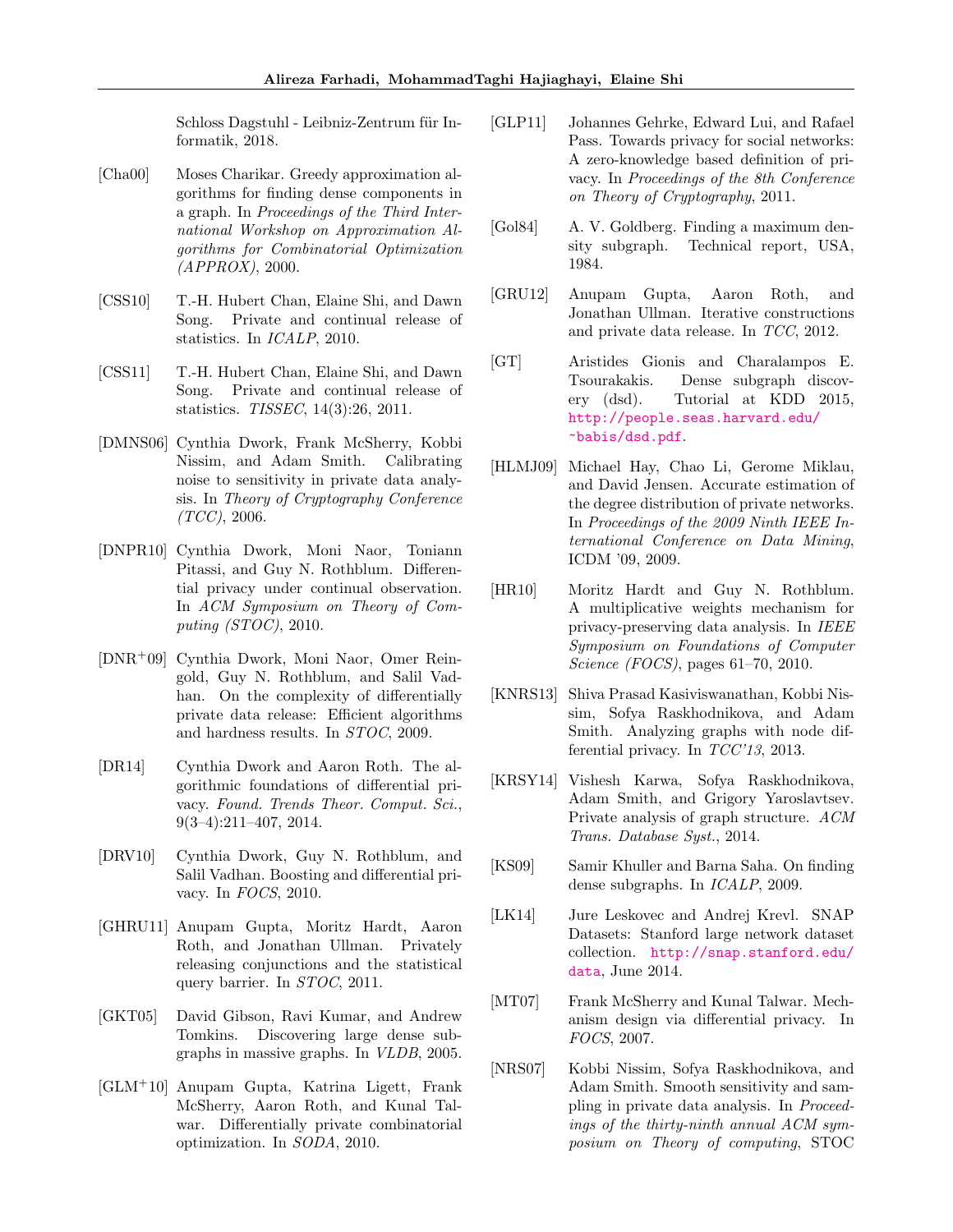Schloss Dagstuhl - Leibniz-Zentrum für Informatik, 2018.

[Cha00] Moses Charikar. Greedy approximation algorithms for finding dense components in a graph. In *Proceedings of the Third International Workshop on Approximation Algorithms for Combinatorial Optimization (APPROX)*, 2000.

[CSS10] T.-H. Hubert Chan, Elaine Shi, and Dawn Song. Private and continual release of statistics. In *ICALP*, 2010.

[CSS11] T.-H. Hubert Chan, Elaine Shi, and Dawn Song. Private and continual release of statistics. *TISSEC*, 14(3):26, 2011.

[DMNS06] Cynthia Dwork, Frank McSherry, Kobbi Nissim, and Adam Smith. Calibrating noise to sensitivity in private data analysis. In *Theory of Cryptography Conference (TCC)*, 2006.

[DNPR10] Cynthia Dwork, Moni Naor, Toniann Pitassi, and Guy N. Rothblum. Differential privacy under continual observation. In *ACM Symposium on Theory of Computing (STOC)*, 2010.

[DNR+09] Cynthia Dwork, Moni Naor, Omer Reingold, Guy N. Rothblum, and Salil Vadhan. On the complexity of differentially private data release: Efficient algorithms and hardness results. In *STOC*, 2009.

[DR14] Cynthia Dwork and Aaron Roth. The algorithmic foundations of differential privacy. *Found. Trends Theor. Comput. Sci.*, 9(3–4):211–407, 2014.

[DRV10] Cynthia Dwork, Guy N. Rothblum, and Salil Vadhan. Boosting and differential privacy. In *FOCS*, 2010.

[GHRU11] Anupam Gupta, Moritz Hardt, Aaron Roth, and Jonathan Ullman. Privately releasing conjunctions and the statistical query barrier. In *STOC*, 2011.

[GKT05] David Gibson, Ravi Kumar, and Andrew Tomkins. Discovering large dense subgraphs in massive graphs. In *VLDB*, 2005.

[GLM+10] Anupam Gupta, Katrina Ligett, Frank McSherry, Aaron Roth, and Kunal Talwar. Differentially private combinatorial optimization. In *SODA*, 2010.

[GLP11] Johannes Gehrke, Edward Lui, and Rafael Pass. Towards privacy for social networks: A zero-knowledge based definition of privacy. In *Proceedings of the 8th Conference on Theory of Cryptography*, 2011.

[Gol84] A. V. Goldberg. Finding a maximum density subgraph. Technical report, USA, 1984.

[GRU12] Anupam Gupta, Aaron Roth, and Jonathan Ullman. Iterative constructions and private data release. In *TCC*, 2012.

[GT] Aristides Gionis and Charalampos E. Tsourakakis. Dense subgraph discovery (dsd). Tutorial at KDD 2015, http://people.seas.harvard.edu/~babis/dsd.pdf.

[HLMJ09] Michael Hay, Chao Li, Gerome Miklau, and David Jensen. Accurate estimation of the degree distribution of private networks. In *Proceedings of the 2009 Ninth IEEE International Conference on Data Mining*, ICDM '09, 2009.

[HR10] Moritz Hardt and Guy N. Rothblum. A multiplicative weights mechanism for privacy-preserving data analysis. In *IEEE Symposium on Foundations of Computer Science (FOCS)*, pages 61–70, 2010.

[KNRS13] Shiva Prasad Kasiviswanathan, Kobbi Nissim, Sofya Raskhodnikova, and Adam Smith. Analyzing graphs with node differential privacy. In *TCC'13*, 2013.

[KRSY14] Vishesh Karwa, Sofya Raskhodnikova, Adam Smith, and Grigory Yaroslavtsev. Private analysis of graph structure. *ACM Trans. Database Syst.*, 2014.

[KS09] Samir Khuller and Barna Saha. On finding dense subgraphs. In *ICALP*, 2009.

[LK14] Jure Leskovec and Andrej Krevl. SNAP Datasets: Stanford large network dataset collection. http://snap.stanford.edu/data, June 2014.

[MT07] Frank McSherry and Kunal Talwar. Mechanism design via differential privacy. In *FOCS*, 2007.

[NRS07] Kobbi Nissim, Sofya Raskhodnikova, and Adam Smith. Smooth sensitivity and sampling in private data analysis. In *Proceedings of the thirty-ninth annual ACM symposium on Theory of computing*, STOC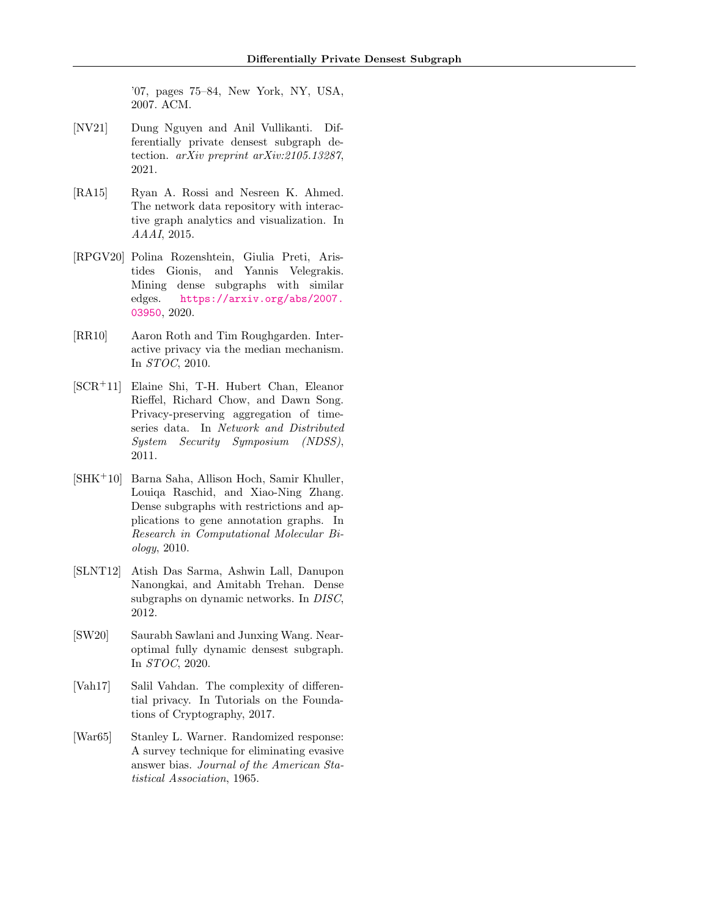'07, pages 75–84, New York, NY, USA, 2007. ACM.

[NV21] Dung Nguyen and Anil Vullikanti. Differentially private densest subgraph detection. *arXiv preprint arXiv:2105.13287*, 2021.

[RA15] Ryan A. Rossi and Nesreen K. Ahmed. The network data repository with interactive graph analytics and visualization. In *AAAI*, 2015.

[RPGV20] Polina Rozenshtein, Giulia Preti, Aristides Gionis, and Yannis Velegrakis. Mining dense subgraphs with similar edges. https://arxiv.org/abs/2007.03950, 2020.

[RR10] Aaron Roth and Tim Roughgarden. Interactive privacy via the median mechanism. In *STOC*, 2010.

[SCR+11] Elaine Shi, T-H. Hubert Chan, Eleanor Rieffel, Richard Chow, and Dawn Song. Privacy-preserving aggregation of time-series data. In *Network and Distributed System Security Symposium (NDSS)*, 2011.

[SHK+10] Barna Saha, Allison Hoch, Samir Khuller, Louiqa Raschid, and Xiao-Ning Zhang. Dense subgraphs with restrictions and applications to gene annotation graphs. In *Research in Computational Molecular Biology*, 2010.

[SLNT12] Atish Das Sarma, Ashwin Lall, Danupon Nanongkai, and Amitabh Trehan. Dense subgraphs on dynamic networks. In *DISC*, 2012.

[SW20] Saurabh Sawlani and Junxing Wang. Near-optimal fully dynamic densest subgraph. In *STOC*, 2020.

[Vah17] Salil Vahdan. The complexity of differential privacy. In Tutorials on the Foundations of Cryptography, 2017.

[War65] Stanley L. Warner. Randomized response: A survey technique for eliminating evasive answer bias. *Journal of the American Statistical Association*, 1965.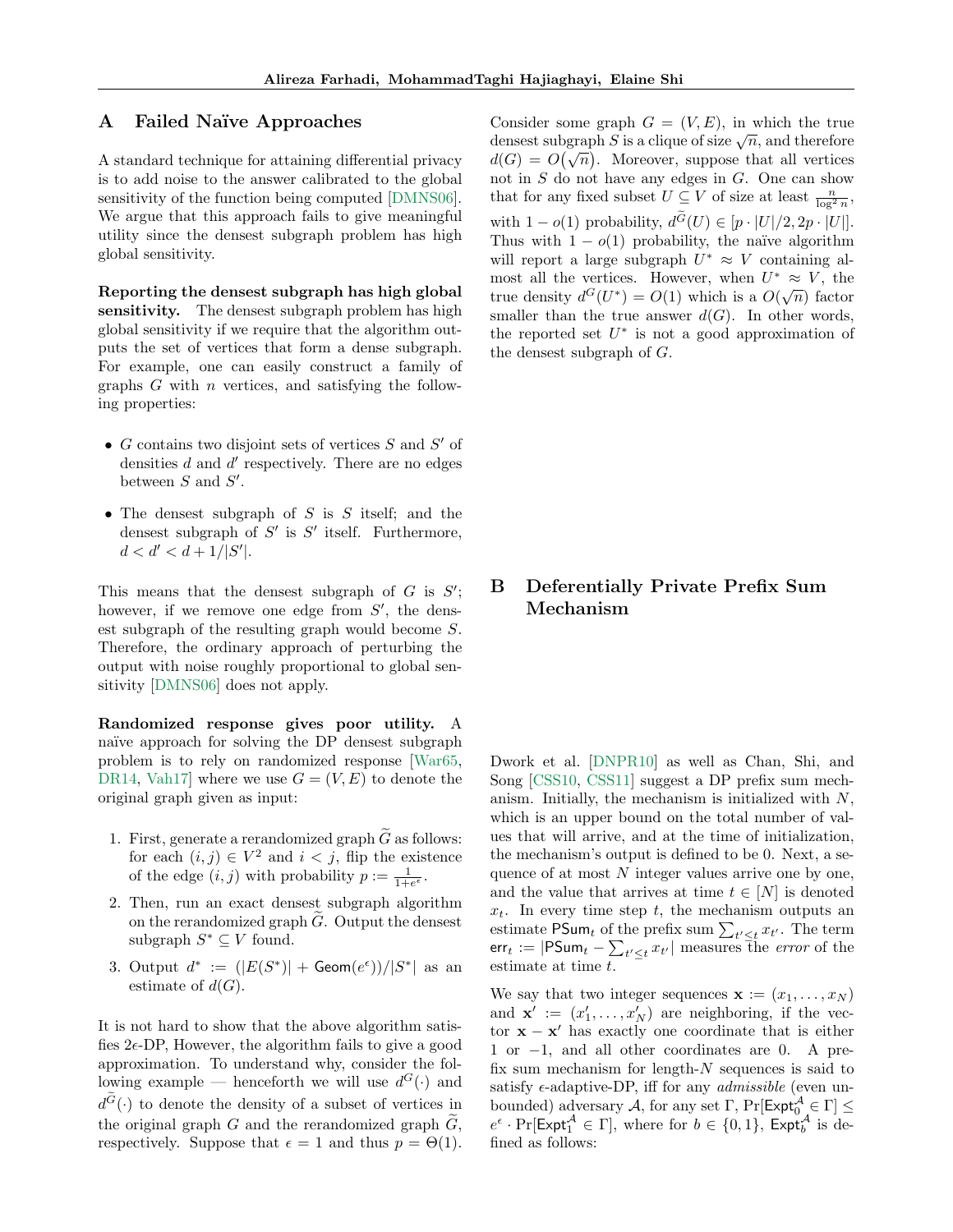# A Failed Naïve Approaches

A standard technique for attaining differential privacy is to add noise to the answer calibrated to the global sensitivity of the function being computed [DMNS06]. We argue that this approach fails to give meaningful utility since the densest subgraph problem has high global sensitivity.

**Reporting the densest subgraph has high global sensitivity.** The densest subgraph problem has high global sensitivity if we require that the algorithm outputs the set of vertices that form a dense subgraph. For example, one can easily construct a family of graphs $G$ with $n$ vertices, and satisfying the following properties:

- $G$ contains two disjoint sets of vertices $S$ and $S'$ of densities $d$ and $d'$ respectively. There are no edges between $S$ and $S'$.
- The densest subgraph of $S$ is $S$ itself; and the densest subgraph of $S'$ is $S'$ itself. Furthermore, $d < d' < d + 1/|S'|$.

This means that the densest subgraph of $G$ is $S'$; however, if we remove one edge from $S'$, the densest subgraph of the resulting graph would become $S$. Therefore, the ordinary approach of perturbing the output with noise roughly proportional to global sensitivity [DMNS06] does not apply.

**Randomized response gives poor utility.** A naïve approach for solving the DP densest subgraph problem is to rely on randomized response [War65, DR14, Vah17] where we use $G = (V, E)$ to denote the original graph given as input:

1. First, generate a rerandomized graph $\widetilde{G}$ as follows: for each $(i,j) \in V^2$ and $i < j$, flip the existence of the edge $(i,j)$ with probability $p := \frac{1}{1+e^\epsilon}$.
2. Then, run an exact densest subgraph algorithm on the rerandomized graph $\widetilde{G}$. Output the densest subgraph $S^* \subseteq V$ found.
3. Output $d^* := (|E(S^*)| + \mathsf{Geom}(e^\epsilon))/|S^*|$ as an estimate of $d(G)$.

It is not hard to show that the above algorithm satisfies $2\epsilon$-DP, However, the algorithm fails to give a good approximation. To understand why, consider the following example — henceforth we will use $d^G(\cdot)$ and $d^{\widetilde{G}}(\cdot)$ to denote the density of a subset of vertices in the original graph $G$ and the rerandomized graph $\widetilde{G}$, respectively. Suppose that $\epsilon = 1$ and thus $p = \Theta(1)$. Consider some graph $G = (V, E)$, in which the true densest subgraph $S$ is a clique of size $\sqrt{n}$, and therefore $d(G) = O(\sqrt{n})$. Moreover, suppose that all vertices not in $S$ do not have any edges in $G$. One can show that for any fixed subset $U \subseteq V$ of size at least $\frac{n}{\log^2 n}$, with $1 - o(1)$ probability, $d^{\widetilde{G}}(U) \in [p \cdot |U|/2, 2p \cdot |U|]$. Thus with $1 - o(1)$ probability, the naïve algorithm will report a large subgraph $U^* \approx V$ containing almost all the vertices. However, when $U^* \approx V$, the true density $d^G(U^*) = O(1)$ which is a $O(\sqrt{n})$ factor smaller than the true answer $d(G)$. In other words, the reported set $U^*$ is not a good approximation of the densest subgraph of $G$.

# B Deferentially Private Prefix Sum Mechanism

Dwork et al. [DNPR10] as well as Chan, Shi, and Song [CSS10, CSS11] suggest a DP prefix sum mechanism. Initially, the mechanism is initialized with $N$, which is an upper bound on the total number of values that will arrive, and at the time of initialization, the mechanism's output is defined to be 0. Next, a sequence of at most $N$ integer values arrive one by one, and the value that arrives at time $t \in [N]$ is denoted $x_t$. In every time step $t$, the mechanism outputs an estimate $\mathsf{PSum}_t$ of the prefix sum $\sum_{t' \leq t} x_{t'}$. The term $\mathsf{err}_t := |\mathsf{PSum}_t - \sum_{t' \leq t} x_{t'}|$ measures the *error* of the estimate at time $t$.

We say that two integer sequences $\mathbf{x} := (x_1, \ldots, x_N)$ and $\mathbf{x}' := (x'_1, \ldots, x'_N)$ are neighboring, if the vector $\mathbf{x} - \mathbf{x}'$ has exactly one coordinate that is either 1 or $-1$, and all other coordinates are 0. A prefix sum mechanism for length-$N$ sequences is said to satisfy $\epsilon$-adaptive-DP, iff for any *admissible* (even unbounded) adversary $\mathcal{A}$, for any set $\Gamma$, $\Pr[\mathsf{Expt}_0^{\mathcal{A}} \in \Gamma] \leq e^\epsilon \cdot \Pr[\mathsf{Expt}_1^{\mathcal{A}} \in \Gamma]$, where for $b \in \{0, 1\}$, $\mathsf{Expt}_b^{\mathcal{A}}$ is defined as follows: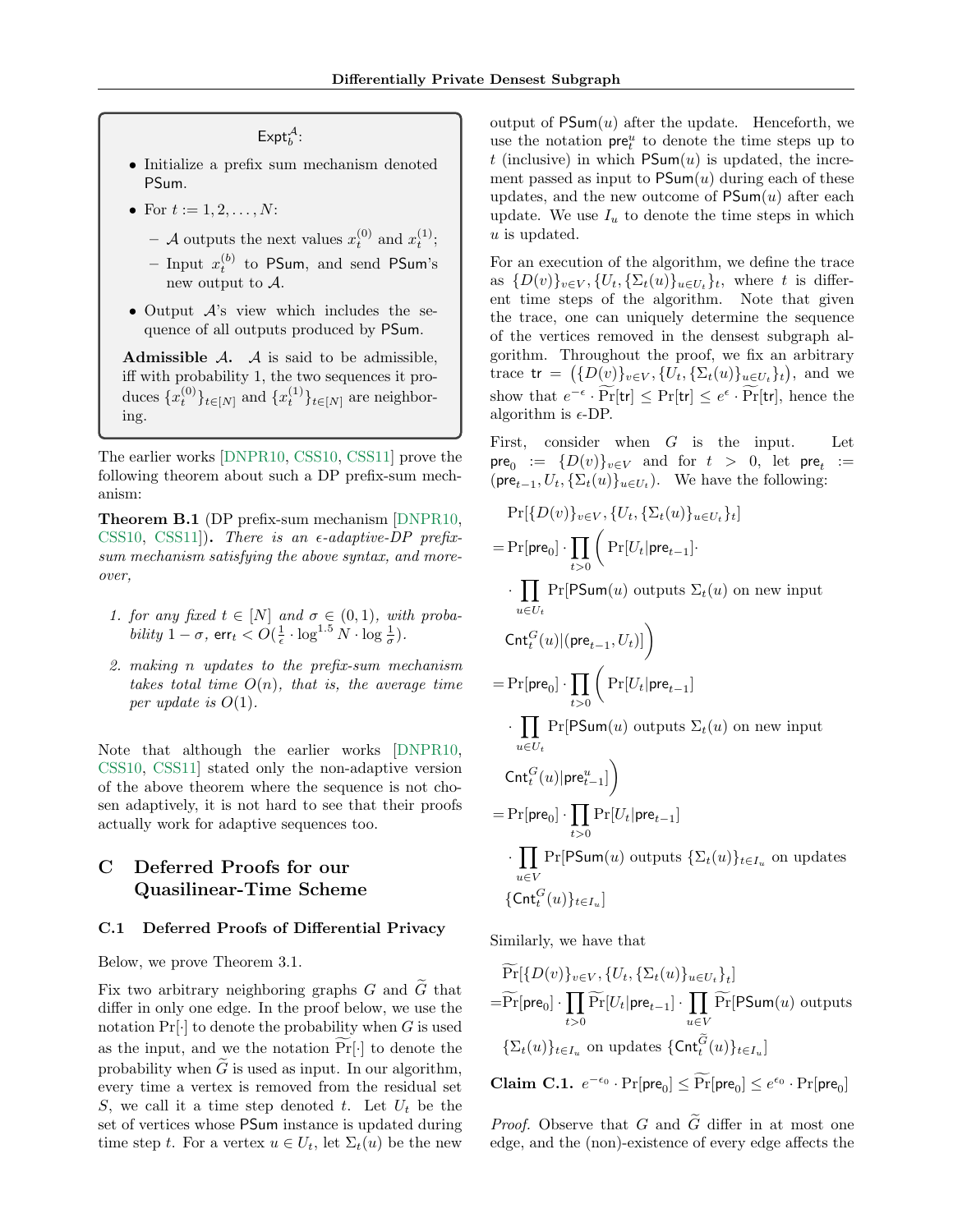> $\mathsf{Expt}_b^{\mathcal{A}}$:
>
> - Initialize a prefix sum mechanism denoted $\mathsf{PSum}$.
> - For $t := 1, 2, \ldots, N$:
>   - $\mathcal{A}$ outputs the next values $x_t^{(0)}$ and $x_t^{(1)}$;
>   - Input $x_t^{(b)}$ to $\mathsf{PSum}$, and send $\mathsf{PSum}$'s new output to $\mathcal{A}$.
> - Output $\mathcal{A}$'s view which includes the sequence of all outputs produced by $\mathsf{PSum}$.
>
> **Admissible $\mathcal{A}$.** $\mathcal{A}$ is said to be admissible, iff with probability 1, the two sequences it produces $\{x_t^{(0)}\}_{t\in[N]}$ and $\{x_t^{(1)}\}_{t\in[N]}$ are neighboring.

The earlier works [DNPR10, CSS10, CSS11] prove the following theorem about such a DP prefix-sum mechanism:

**Theorem B.1** (DP prefix-sum mechanism [DNPR10, CSS10, CSS11])**.** *There is an $\epsilon$-adaptive-DP prefix-sum mechanism satisfying the above syntax, and moreover,*

1. *for any fixed $t \in [N]$ and $\sigma \in (0,1)$, with probability $1-\sigma$, $\mathsf{err}_t < O(\frac{1}{\epsilon} \cdot \log^{1.5} N \cdot \log \frac{1}{\sigma})$.*
2. *making $n$ updates to the prefix-sum mechanism takes total time $O(n)$, that is, the average time per update is $O(1)$.*

Note that although the earlier works [DNPR10, CSS10, CSS11] stated only the non-adaptive version of the above theorem where the sequence is not chosen adaptively, it is not hard to see that their proofs actually work for adaptive sequences too.

# C Deferred Proofs for our Quasilinear-Time Scheme

## C.1 Deferred Proofs of Differential Privacy

Below, we prove Theorem 3.1.

Fix two arbitrary neighboring graphs $G$ and $\widetilde{G}$ that differ in only one edge. In the proof below, we use the notation $\Pr[\cdot]$ to denote the probability when $G$ is used as the input, and we the notation $\widetilde{\Pr}[\cdot]$ to denote the probability when $\widetilde{G}$ is used as input. In our algorithm, every time a vertex is removed from the residual set $S$, we call it a time step denoted $t$. Let $U_t$ be the set of vertices whose $\mathsf{PSum}$ instance is updated during time step $t$. For a vertex $u \in U_t$, let $\Sigma_t(u)$ be the new output of $\mathsf{PSum}(u)$ after the update. Henceforth, we use the notation $\mathsf{pre}_t^u$ to denote the time steps up to $t$ (inclusive) in which $\mathsf{PSum}(u)$ is updated, the increment passed as input to $\mathsf{PSum}(u)$ during each of these updates, and the new outcome of $\mathsf{PSum}(u)$ after each update. We use $I_u$ to denote the time steps in which $u$ is updated.

For an execution of the algorithm, we define the trace as $\{D(v)\}_{v\in V}, \{U_t, \{\Sigma_t(u)\}_{u\in U_t}\}_t$, where $t$ is different time steps of the algorithm. Note that given the trace, one can uniquely determine the sequence of the vertices removed in the densest subgraph algorithm. Throughout the proof, we fix an arbitrary trace $\mathsf{tr} = \left(\{D(v)\}_{v\in V}, \{U_t, \{\Sigma_t(u)\}_{u\in U_t}\}_t\right)$, and we show that $e^{-\epsilon} \cdot \widetilde{\Pr}[\mathsf{tr}] \le \Pr[\mathsf{tr}] \le e^{\epsilon} \cdot \widetilde{\Pr}[\mathsf{tr}]$, hence the algorithm is $\epsilon$-DP.

First, consider when $G$ is the input. Let $\mathsf{pre}_0 := \{D(v)\}_{v\in V}$ and for $t > 0$, let $\mathsf{pre}_t := (\mathsf{pre}_{t-1}, U_t, \{\Sigma_t(u)\}_{u\in U_t})$. We have the following:

$$
\begin{aligned}
&\Pr[\{D(v)\}_{v\in V}, \{U_t, \{\Sigma_t(u)\}_{u\in U_t}\}_t] \\
=& \Pr[\mathsf{pre}_0] \cdot \prod_{t>0} \Bigg( \Pr[U_t | \mathsf{pre}_{t-1}] \cdot \\
&\cdot \prod_{u\in U_t} \Pr[\mathsf{PSum}(u) \text{ outputs } \Sigma_t(u) \text{ on new input } \\
&\mathsf{Cnt}_t^G(u) | (\mathsf{pre}_{t-1}, U_t)] \Bigg) \\
=& \Pr[\mathsf{pre}_0] \cdot \prod_{t>0} \Bigg( \Pr[U_t | \mathsf{pre}_{t-1}] \\
&\cdot \prod_{u\in U_t} \Pr[\mathsf{PSum}(u) \text{ outputs } \Sigma_t(u) \text{ on new input } \\
&\mathsf{Cnt}_t^G(u) | \mathsf{pre}_{t-1}^u] \Bigg) \\
=& \Pr[\mathsf{pre}_0] \cdot \prod_{t>0} \Pr[U_t | \mathsf{pre}_{t-1}] \\
&\cdot \prod_{u\in V} \Pr[\mathsf{PSum}(u) \text{ outputs } \{\Sigma_t(u)\}_{t\in I_u} \text{ on updates } \\
&\{\mathsf{Cnt}_t^G(u)\}_{t\in I_u}]
\end{aligned}
$$

Similarly, we have that

$$
\begin{aligned}
&\widetilde{\Pr}[\{D(v)\}_{v\in V}, \{U_t, \{\Sigma_t(u)\}_{u\in U_t}\}_t] \\
=& \widetilde{\Pr}[\mathsf{pre}_0] \cdot \prod_{t>0} \widetilde{\Pr}[U_t | \mathsf{pre}_{t-1}] \cdot \prod_{u\in V} \widetilde{\Pr}[\mathsf{PSum}(u) \text{ outputs } \\
&\{\Sigma_t(u)\}_{t\in I_u} \text{ on updates } \{\mathsf{Cnt}_t^{\widetilde{G}}(u)\}_{t\in I_u}]
\end{aligned}
$$

**Claim C.1.** $e^{-\epsilon_0} \cdot \Pr[\mathsf{pre}_0] \le \widetilde{\Pr}[\mathsf{pre}_0] \le e^{\epsilon_0} \cdot \Pr[\mathsf{pre}_0]$

*Proof.* Observe that $G$ and $\widetilde{G}$ differ in at most one edge, and the (non)-existence of every edge affects the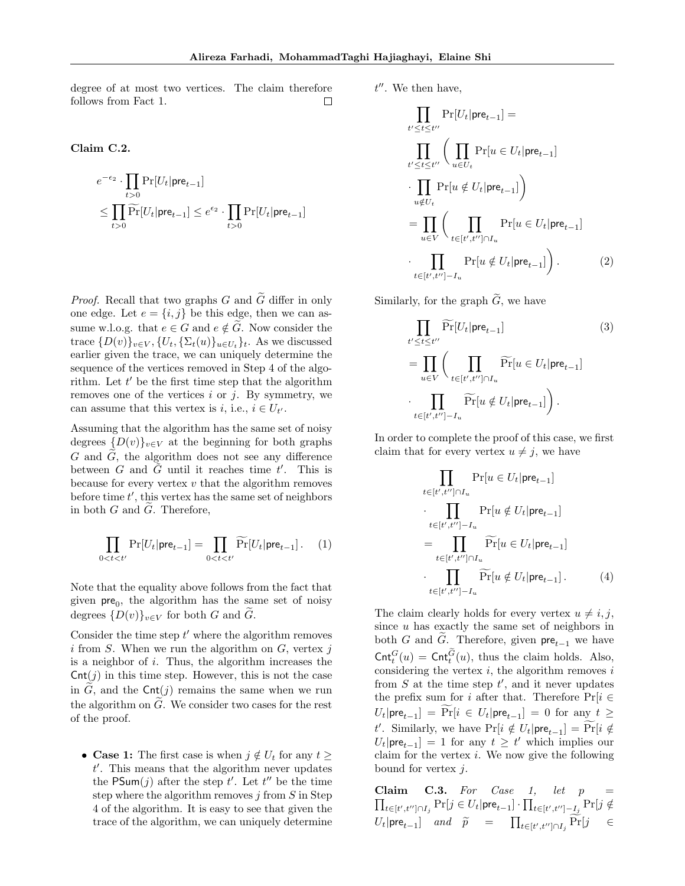degree of at most two vertices. The claim therefore follows from Fact 1. ☐

**Claim C.2.**

$$e^{-\epsilon_2} \cdot \prod_{t>0} \Pr[U_t | \mathsf{pre}_{t-1}] \leq \prod_{t>0} \widetilde{\Pr}[U_t | \mathsf{pre}_{t-1}] \leq e^{\epsilon_2} \cdot \prod_{t>0} \Pr[U_t | \mathsf{pre}_{t-1}]$$

*Proof.* Recall that two graphs $G$ and $\widetilde{G}$ differ in only one edge. Let $e = \{i, j\}$ be this edge, then we can assume w.l.o.g. that $e \in G$ and $e \notin \widetilde{G}$. Now consider the trace $\{D(v)\}_{v \in V}, \{U_t, \{\Sigma_t(u)\}_{u \in U_t}\}_t$. As we discussed earlier given the trace, we can uniquely determine the sequence of the vertices removed in Step 4 of the algorithm. Let $t'$ be the first time step that the algorithm removes one of the vertices $i$ or $j$. By symmetry, we can assume that this vertex is $i$, i.e., $i \in U_{t'}$.

Assuming that the algorithm has the same set of noisy degrees $\{D(v)\}_{v \in V}$ at the beginning for both graphs $G$ and $\widetilde{G}$, the algorithm does not see any difference between $G$ and $\widetilde{G}$ until it reaches time $t'$. This is because for every vertex $v$ that the algorithm removes before time $t'$, this vertex has the same set of neighbors in both $G$ and $\widetilde{G}$. Therefore,

$$\prod_{0<t<t'} \Pr[U_t | \mathsf{pre}_{t-1}] = \prod_{0<t<t'} \widetilde{\Pr}[U_t | \mathsf{pre}_{t-1}]. \quad (1)$$

Note that the equality above follows from the fact that given $\mathsf{pre}_0$, the algorithm has the same set of noisy degrees $\{D(v)\}_{v \in V}$ for both $G$ and $\widetilde{G}$.

Consider the time step $t'$ where the algorithm removes $i$ from $S$. When we run the algorithm on $G$, vertex $j$ is a neighbor of $i$. Thus, the algorithm increases the $\mathsf{Cnt}(j)$ in this time step. However, this is not the case in $\widetilde{G}$, and the $\mathsf{Cnt}(j)$ remains the same when we run the algorithm on $\widetilde{G}$. We consider two cases for the rest of the proof.

- **Case 1:** The first case is when $j \notin U_t$ for any $t \geq t'$. This means that the algorithm never updates the $\mathsf{PSum}(j)$ after the step $t'$. Let $t''$ be the time step where the algorithm removes $j$ from $S$ in Step 4 of the algorithm. It is easy to see that given the trace of the algorithm, we can uniquely determine $t''$. We then have,

$$\begin{aligned}
&\prod_{t' \leq t \leq t''} \Pr[U_t | \mathsf{pre}_{t-1}] = \\
&\prod_{t' \leq t \leq t''} \Bigg( \prod_{u \in U_t} \Pr[u \in U_t | \mathsf{pre}_{t-1}] \\
&\cdot \prod_{u \notin U_t} \Pr[u \notin U_t | \mathsf{pre}_{t-1}] \Bigg) \\
&= \prod_{u \in V} \Bigg( \prod_{t \in [t', t''] \cap I_u} \Pr[u \in U_t | \mathsf{pre}_{t-1}] \\
&\cdot \prod_{t \in [t', t''] - I_u} \Pr[u \notin U_t | \mathsf{pre}_{t-1}] \Bigg). \quad (2)
\end{aligned}$$

Similarly, for the graph $\widetilde{G}$, we have

$$\begin{aligned}
&\prod_{t' \leq t \leq t''} \widetilde{\Pr}[U_t | \mathsf{pre}_{t-1}] \quad (3) \\
&= \prod_{u \in V} \Bigg( \prod_{t \in [t', t''] \cap I_u} \widetilde{\Pr}[u \in U_t | \mathsf{pre}_{t-1}] \\
&\cdot \prod_{t \in [t', t''] - I_u} \widetilde{\Pr}[u \notin U_t | \mathsf{pre}_{t-1}] \Bigg).
\end{aligned}$$

In order to complete the proof of this case, we first claim that for every vertex $u \neq j$, we have

$$\begin{aligned}
&\prod_{t \in [t', t''] \cap I_u} \Pr[u \in U_t | \mathsf{pre}_{t-1}] \\
&\cdot \prod_{t \in [t', t''] - I_u} \Pr[u \notin U_t | \mathsf{pre}_{t-1}] \\
&= \prod_{t \in [t', t''] \cap I_u} \widetilde{\Pr}[u \in U_t | \mathsf{pre}_{t-1}] \\
&\cdot \prod_{t \in [t', t''] - I_u} \widetilde{\Pr}[u \notin U_t | \mathsf{pre}_{t-1}]. \quad (4)
\end{aligned}$$

The claim clearly holds for every vertex $u \neq i, j$, since $u$ has exactly the same set of neighbors in both $G$ and $\widetilde{G}$. Therefore, given $\mathsf{pre}_{t-1}$ we have $\mathsf{Cnt}^G_t(u) = \mathsf{Cnt}^{\widetilde{G}}_t(u)$, thus the claim holds. Also, considering the vertex $i$, the algorithm removes $i$ from $S$ at the time step $t'$, and it never updates the prefix sum for $i$ after that. Therefore $\Pr[i \in U_t | \mathsf{pre}_{t-1}] = \widetilde{\Pr}[i \in U_t | \mathsf{pre}_{t-1}] = 0$ for any $t \geq t'$. Similarly, we have $\Pr[i \notin U_t | \mathsf{pre}_{t-1}] = \widetilde{\Pr}[i \notin U_t | \mathsf{pre}_{t-1}] = 1$ for any $t \geq t'$ which implies our claim for the vertex $i$. We now give the following bound for vertex $j$.

**Claim C.3.** *For Case 1, let* $p = \prod_{t \in [t', t''] \cap I_j} \Pr[j \in U_t | \mathsf{pre}_{t-1}] \cdot \prod_{t \in [t', t''] - I_j} \Pr[j \notin U_t | \mathsf{pre}_{t-1}]$ *and* $\widetilde{p} = \prod_{t \in [t', t''] \cap I_j} \widetilde{\Pr}[j \in$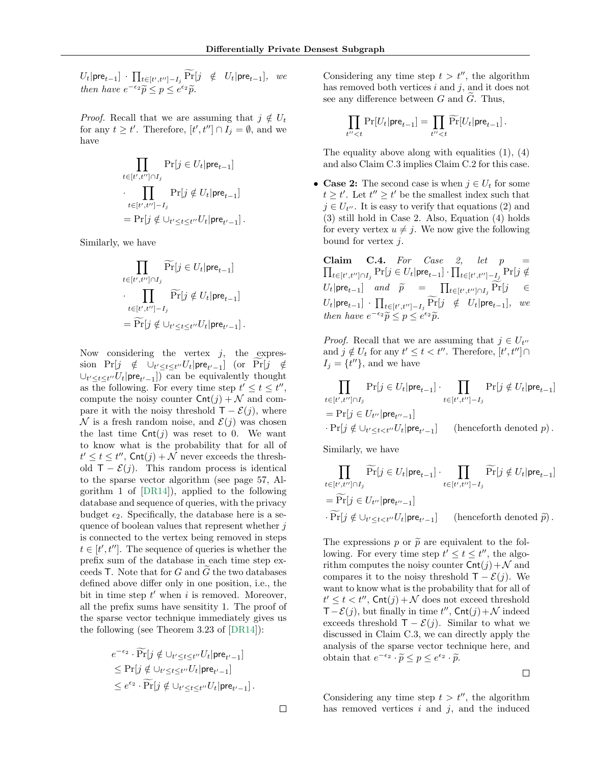$U_t|\mathsf{pre}_{t-1}] \cdot \prod_{t\in[t',t'']-I_j} \widetilde{\Pr}[j \notin U_t|\mathsf{pre}_{t-1}]$, *we then have* $e^{-\epsilon_2}\widetilde{p} \le p \le e^{\epsilon_2}\widetilde{p}$.

*Proof.* Recall that we are assuming that $j \notin U_t$ for any $t \ge t'$. Therefore, $[t', t''] \cap I_j = \emptyset$, and we have

$$
\begin{aligned}
&\prod_{t\in[t',t'']\cap I_j} \Pr[j \in U_t|\mathsf{pre}_{t-1}] \\
&\cdot \prod_{t\in[t',t'']-I_j} \Pr[j \notin U_t|\mathsf{pre}_{t-1}] \\
&= \Pr[j \notin \cup_{t'\le t\le t''} U_t|\mathsf{pre}_{t'-1}].
\end{aligned}
$$

Similarly, we have

$$
\begin{aligned}
&\prod_{t\in[t',t'']\cap I_j} \widetilde{\Pr}[j \in U_t|\mathsf{pre}_{t-1}] \\
&\cdot \prod_{t\in[t',t'']-I_j} \widetilde{\Pr}[j \notin U_t|\mathsf{pre}_{t-1}] \\
&= \widetilde{\Pr}[j \notin \cup_{t'\le t\le t''} U_t|\mathsf{pre}_{t'-1}].
\end{aligned}
$$

Now considering the vertex $j$, the expression $\Pr[j \notin \cup_{t'\le t\le t''} U_t|\mathsf{pre}_{t'-1}]$ (or $\widetilde{\Pr}[j \notin \cup_{t'\le t\le t''} U_t|\mathsf{pre}_{t'-1}]$) can be equivalently thought as the following. For every time step $t' \le t \le t''$, compute the noisy counter $\mathsf{Cnt}(j) + \mathcal{N}$ and compare it with the noisy threshold $\mathsf{T} - \mathcal{E}(j)$, where $\mathcal{N}$ is a fresh random noise, and $\mathcal{E}(j)$ was chosen the last time $\mathsf{Cnt}(j)$ was reset to 0. We want to know what is the probability that for all of $t' \le t \le t''$, $\mathsf{Cnt}(j) + \mathcal{N}$ never exceeds the threshold $\mathsf{T} - \mathcal{E}(j)$. This random process is identical to the sparse vector algorithm (see page 57, Algorithm 1 of [DR14]), applied to the following database and sequence of queries, with the privacy budget $\epsilon_2$. Specifically, the database here is a sequence of boolean values that represent whether $j$ is connected to the vertex being removed in steps $t \in [t', t'']$. The sequence of queries is whether the prefix sum of the database in each time step exceeds $\mathsf{T}$. Note that for $G$ and $\widetilde{G}$ the two databases defined above differ only in one position, i.e., the bit in time step $t'$ when $i$ is removed. Moreover, all the prefix sums have sensitity 1. The proof of the sparse vector technique immediately gives us the following (see Theorem 3.23 of [DR14]):

$$
\begin{aligned}
&e^{-\epsilon_2} \cdot \widetilde{\Pr}[j \notin \cup_{t'\le t\le t''} U_t|\mathsf{pre}_{t'-1}] \\
&\le \Pr[j \notin \cup_{t'\le t\le t''} U_t|\mathsf{pre}_{t'-1}] \\
&\le e^{\epsilon_2} \cdot \widetilde{\Pr}[j \notin \cup_{t'\le t\le t''} U_t|\mathsf{pre}_{t'-1}].
\end{aligned}
$$

□

Considering any time step $t > t''$, the algorithm has removed both vertices $i$ and $j$, and it does not see any difference between $G$ and $\widetilde{G}$. Thus,

$$
\prod_{t''<t} \Pr[U_t|\mathsf{pre}_{t-1}] = \prod_{t''<t} \widetilde{\Pr}[U_t|\mathsf{pre}_{t-1}].
$$

The equality above along with equalities (1), (4) and also Claim C.3 implies Claim C.2 for this case.

- **Case 2:** The second case is when $j \in U_t$ for some $t \ge t'$. Let $t'' \ge t'$ be the smallest index such that $j \in U_{t''}$. It is easy to verify that equations (2) and (3) still hold in Case 2. Also, Equation (4) holds for every vertex $u \ne j$. We now give the following bound for vertex $j$.

**Claim C.4.** *For Case 2, let* $p = \prod_{t\in[t',t'']\cap I_j} \Pr[j \in U_t|\mathsf{pre}_{t-1}] \cdot \prod_{t\in[t',t'']-I_j} \Pr[j \notin U_t|\mathsf{pre}_{t-1}]$ *and* $\widetilde{p} = \prod_{t\in[t',t'']\cap I_j} \widetilde{\Pr}[j \in U_t|\mathsf{pre}_{t-1}] \cdot \prod_{t\in[t',t'']-I_j} \widetilde{\Pr}[j \notin U_t|\mathsf{pre}_{t-1}]$, *we then have* $e^{-\epsilon_2}\widetilde{p} \le p \le e^{\epsilon_2}\widetilde{p}$.

*Proof.* Recall that we are assuming that $j \in U_{t''}$ and $j \notin U_t$ for any $t' \le t < t''$. Therefore, $[t', t''] \cap I_j = \{t''\}$, and we have

$$
\begin{aligned}
&\prod_{t\in[t',t'']\cap I_j} \Pr[j \in U_t|\mathsf{pre}_{t-1}] \cdot \prod_{t\in[t',t'']-I_j} \Pr[j \notin U_t|\mathsf{pre}_{t-1}] \\
&= \Pr[j \in U_{t''}|\mathsf{pre}_{t''-1}] \\
&\cdot \Pr[j \notin \cup_{t'\le t<t''} U_t|\mathsf{pre}_{t'-1}] \qquad \text{(henceforth denoted } p).
\end{aligned}
$$

Similarly, we have

$$
\begin{aligned}
&\prod_{t\in[t',t'']\cap I_j} \widetilde{\Pr}[j \in U_t|\mathsf{pre}_{t-1}] \cdot \prod_{t\in[t',t'']-I_j} \widetilde{\Pr}[j \notin U_t|\mathsf{pre}_{t-1}] \\
&= \widetilde{\Pr}[j \in U_{t''}|\mathsf{pre}_{t''-1}] \\
&\cdot \widetilde{\Pr}[j \notin \cup_{t'\le t<t''} U_t|\mathsf{pre}_{t'-1}] \qquad \text{(henceforth denoted } \widetilde{p}).
\end{aligned}
$$

The expressions $p$ or $\widetilde{p}$ are equivalent to the following. For every time step $t' \le t \le t''$, the algorithm computes the noisy counter $\mathsf{Cnt}(j) + \mathcal{N}$ and compares it to the noisy threshold $\mathsf{T} - \mathcal{E}(j)$. We want to know what is the probability that for all of $t' \le t < t''$, $\mathsf{Cnt}(j) + \mathcal{N}$ does not exceed threshold $\mathsf{T} - \mathcal{E}(j)$, but finally in time $t''$, $\mathsf{Cnt}(j) + \mathcal{N}$ indeed exceeds threshold $\mathsf{T} - \mathcal{E}(j)$. Similar to what we discussed in Claim C.3, we can directly apply the analysis of the sparse vector technique here, and obtain that $e^{-\epsilon_2} \cdot \widetilde{p} \le p \le e^{\epsilon_2} \cdot \widetilde{p}$.

□

Considering any time step $t > t''$, the algorithm has removed vertices $i$ and $j$, and the induced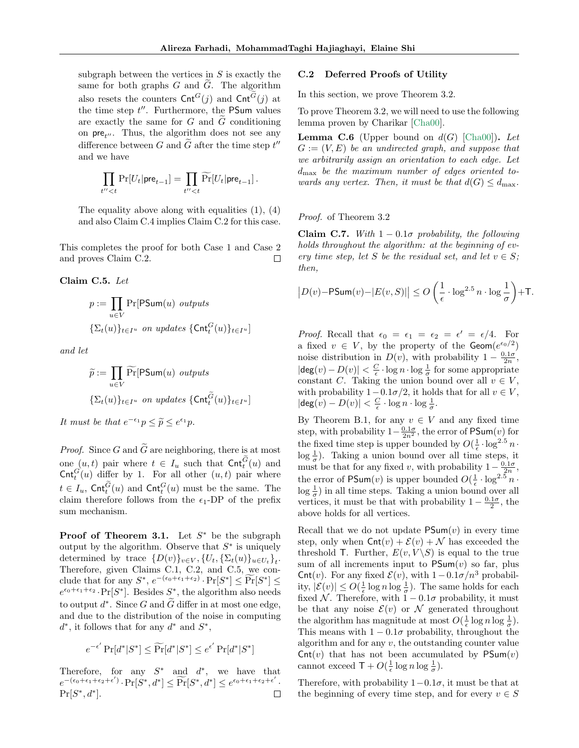subgraph between the vertices in $S$ is exactly the same for both graphs $G$ and $\widetilde{G}$. The algorithm also resets the counters $\mathsf{Cnt}^G(j)$ and $\mathsf{Cnt}^{\widetilde{G}}(j)$ at the time step $t''$. Furthermore, the $\mathsf{PSum}$ values are exactly the same for $G$ and $\widetilde{G}$ conditioning on $\mathsf{pre}_{t''}$. Thus, the algorithm does not see any difference between $G$ and $\widetilde{G}$ after the time step $t''$ and we have

$$\prod_{t''<t} \Pr[U_t|\mathsf{pre}_{t-1}] = \prod_{t''<t} \widetilde{\Pr}[U_t|\mathsf{pre}_{t-1}].$$

The equality above along with equalities (1), (4) and also Claim C.4 implies Claim C.2 for this case.

This completes the proof for both Case 1 and Case 2 and proves Claim C.2. ◻

**Claim C.5.** *Let*

$$p := \prod_{u\in V} \Pr[\mathsf{PSum}(u) \text{ outputs } \{\Sigma_t(u)\}_{t\in I^u} \text{ on updates } \{\mathsf{Cnt}_t^G(u)\}_{t\in I^u}]$$

*and let*

$$\widetilde{p} := \prod_{u\in V} \widetilde{\Pr}[\mathsf{PSum}(u) \text{ outputs } \{\Sigma_t(u)\}_{t\in I^u} \text{ on updates } \{\mathsf{Cnt}_t^{\widetilde{G}}(u)\}_{t\in I^u}]$$

*It must be that $e^{-\epsilon_1}p \le \widetilde{p} \le e^{\epsilon_1}p$.*

*Proof.* Since $G$ and $\widetilde{G}$ are neighboring, there is at most one $(u,t)$ pair where $t \in I_u$ such that $\mathsf{Cnt}_t^{\widetilde{G}}(u)$ and $\mathsf{Cnt}_t^G(u)$ differ by 1. For all other $(u,t)$ pair where $t \in I_u$, $\mathsf{Cnt}_t^{\widetilde{G}}(u)$ and $\mathsf{Cnt}_t^G(u)$ must be the same. The claim therefore follows from the $\epsilon_1$-DP of the prefix sum mechanism. ◻

**Proof of Theorem 3.1.** Let $S^*$ be the subgraph output by the algorithm. Observe that $S^*$ is uniquely determined by trace $\{D(v)\}_{v\in V}, \{U_t, \{\Sigma_t(u)\}_{u\in U_t}\}_t$. Therefore, given Claims C.1, C.2, and C.5, we conclude that for any $S^*$, $e^{-(\epsilon_0+\epsilon_1+\epsilon_2)}\cdot\Pr[S^*] \le \widetilde{\Pr}[S^*] \le e^{\epsilon_0+\epsilon_1+\epsilon_2}\cdot\Pr[S^*]$. Besides $S^*$, the algorithm also needs to output $d^*$. Since $G$ and $\widetilde{G}$ differ in at most one edge, and due to the distribution of the noise in computing $d^*$, it follows that for any $d^*$ and $S^*$,

$$e^{-\epsilon'}\Pr[d^*|S^*] \le \widetilde{\Pr}[d^*|S^*] \le e^{\epsilon'}\Pr[d^*|S^*]$$

Therefore, for any $S^*$ and $d^*$, we have that $e^{-(\epsilon_0+\epsilon_1+\epsilon_2+\epsilon')}\cdot\Pr[S^*,d^*] \le \widetilde{\Pr}[S^*,d^*] \le e^{\epsilon_0+\epsilon_1+\epsilon_2+\epsilon'}\cdot\Pr[S^*,d^*]$. ◻

## C.2 Deferred Proofs of Utility

In this section, we prove Theorem 3.2.

To prove Theorem 3.2, we will need to use the following lemma proven by Charikar [Cha00].

**Lemma C.6** (Upper bound on $d(G)$ [Cha00]). *Let $G := (V,E)$ be an undirected graph, and suppose that we arbitrarily assign an orientation to each edge. Let $d_{\max}$ be the maximum number of edges oriented towards any vertex. Then, it must be that $d(G) \le d_{\max}$.*

*Proof.* of Theorem 3.2

**Claim C.7.** *With $1-0.1\sigma$ probability, the following holds throughout the algorithm: at the beginning of every time step, let $S$ be the residual set, and let $v \in S$; then,*

$$\left|D(v) - \mathsf{PSum}(v) - |E(v,S)|\right| \le O\left(\frac{1}{\epsilon}\cdot\log^{2.5} n\cdot\log\frac{1}{\sigma}\right) + \mathsf{T}.$$

*Proof.* Recall that $\epsilon_0 = \epsilon_1 = \epsilon_2 = \epsilon' = \epsilon/4$. For a fixed $v \in V$, by the property of the $\mathsf{Geom}(e^{\epsilon_0/2})$ noise distribution in $D(v)$, with probability $1 - \frac{0.1\sigma}{2n}$, $|\mathsf{deg}(v) - D(v)| < \frac{C}{\epsilon}\cdot\log n\cdot\log\frac{1}{\sigma}$ for some appropriate constant $C$. Taking the union bound over all $v \in V$, with probability $1-0.1\sigma/2$, it holds that for all $v \in V$, $|\mathsf{deg}(v) - D(v)| < \frac{C}{\epsilon}\cdot\log n\cdot\log\frac{1}{\sigma}$.

By Theorem B.1, for any $v \in V$ and any fixed time step, with probability $1-\frac{0.1\sigma}{2n^2}$, the error of $\mathsf{PSum}(v)$ for the fixed time step is upper bounded by $O(\frac{1}{\epsilon}\cdot\log^{2.5} n\cdot\log\frac{1}{\sigma})$. Taking a union bound over all time steps, it must be that for any fixed $v$, with probability $1-\frac{0.1\sigma}{2n}$, the error of $\mathsf{PSum}(v)$ is upper bounded $O(\frac{1}{\epsilon}\cdot\log^{2.5} n\cdot\log\frac{1}{\sigma})$ in all time steps. Taking a union bound over all vertices, it must be that with probability $1-\frac{0.1\sigma}{2}$, the above holds for all vertices.

Recall that we do not update $\mathsf{PSum}(v)$ in every time step, only when $\mathsf{Cnt}(v) + \mathcal{E}(v) + \mathcal{N}$ has exceeded the threshold $\mathsf{T}$. Further, $E(v, V\backslash S)$ is equal to the true sum of all increments input to $\mathsf{PSum}(v)$ so far, plus $\mathsf{Cnt}(v)$. For any fixed $\mathcal{E}(v)$, with $1-0.1\sigma/n^3$ probability, $|\mathcal{E}(v)| \le O(\frac{1}{\epsilon}\log n\log\frac{1}{\sigma})$. The same holds for each fixed $\mathcal{N}$. Therefore, with $1-0.1\sigma$ probability, it must be that any noise $\mathcal{E}(v)$ or $\mathcal{N}$ generated throughout the algorithm has magnitude at most $O(\frac{1}{\epsilon}\log n\log\frac{1}{\sigma})$. This means with $1-0.1\sigma$ probability, throughout the algorithm and for any $v$, the outstanding counter value $\mathsf{Cnt}(v)$ that has not been accumulated by $\mathsf{PSum}(v)$ cannot exceed $\mathsf{T} + O(\frac{1}{\epsilon}\log n\log\frac{1}{\sigma})$.

Therefore, with probability $1-0.1\sigma$, it must be that at the beginning of every time step, and for every $v \in S$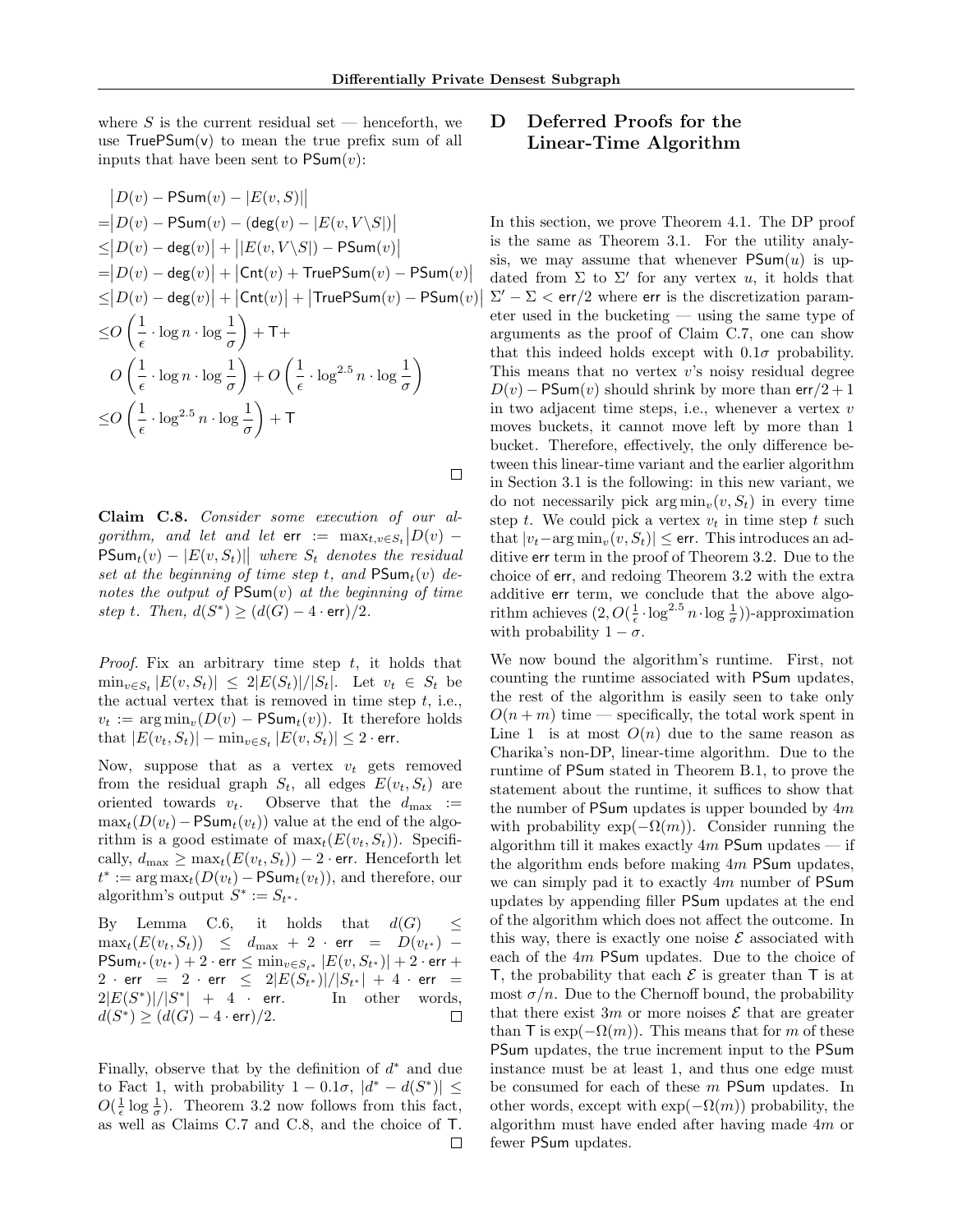where $S$ is the current residual set — henceforth, we use $\mathsf{TruePSum(v)}$ to mean the true prefix sum of all inputs that have been sent to $\mathsf{PSum}(v)$:

$$
\begin{aligned}
&\big|D(v) - \mathsf{PSum}(v) - |E(v,S)|\big| \\
=&\big|D(v) - \mathsf{PSum}(v) - (\mathsf{deg}(v) - |E(v, V\backslash S|)\big| \\
\leq&\big|D(v) - \mathsf{deg}(v)\big| + \big||E(v, V\backslash S|) - \mathsf{PSum}(v)\big| \\
=&\big|D(v) - \mathsf{deg}(v)\big| + \big|\mathsf{Cnt}(v) + \mathsf{TruePSum}(v) - \mathsf{PSum}(v)\big| \\
\leq&\big|D(v) - \mathsf{deg}(v)\big| + \big|\mathsf{Cnt}(v)\big| + \big|\mathsf{TruePSum}(v) - \mathsf{PSum}(v)\big| \\
\leq& O\left(\frac{1}{\epsilon} \cdot \log n \cdot \log \frac{1}{\sigma}\right) + \mathsf{T} + \\
& O\left(\frac{1}{\epsilon} \cdot \log n \cdot \log \frac{1}{\sigma}\right) + O\left(\frac{1}{\epsilon} \cdot \log^{2.5} n \cdot \log \frac{1}{\sigma}\right) \\
\leq& O\left(\frac{1}{\epsilon} \cdot \log^{2.5} n \cdot \log \frac{1}{\sigma}\right) + \mathsf{T}
\end{aligned}
$$

□

**Claim C.8.** *Consider some execution of our algorithm, and let and let* $\mathsf{err} := \max_{t, v\in S_t}\big|D(v) - \mathsf{PSum}_t(v) - |E(v,S_t)|\big|$ *where* $S_t$ *denotes the residual set at the beginning of time step* $t$*, and* $\mathsf{PSum}_t(v)$ *denotes the output of* $\mathsf{PSum}(v)$ *at the beginning of time step* $t$*. Then,* $d(S^*) \geq (d(G) - 4 \cdot \mathsf{err})/2$*.*

*Proof.* Fix an arbitrary time step $t$, it holds that $\min_{v\in S_t} |E(v, S_t)| \leq 2|E(S_t)|/|S_t|$. Let $v_t \in S_t$ be the actual vertex that is removed in time step $t$, i.e., $v_t := \arg\min_v (D(v) - \mathsf{PSum}_t(v))$. It therefore holds that $|E(v_t, S_t)| - \min_{v\in S_t} |E(v, S_t)| \leq 2 \cdot \mathsf{err}$.

Now, suppose that as a vertex $v_t$ gets removed from the residual graph $S_t$, all edges $E(v_t, S_t)$ are oriented towards $v_t$. Observe that the $d_{\max} := \max_t(D(v_t) - \mathsf{PSum}_t(v_t))$ value at the end of the algorithm is a good estimate of $\max_t(E(v_t, S_t))$. Specifically, $d_{\max} \geq \max_t(E(v_t, S_t)) - 2 \cdot \mathsf{err}$. Henceforth let $t^* := \arg\max_t(D(v_t) - \mathsf{PSum}_t(v_t))$, and therefore, our algorithm's output $S^* := S_{t^*}$.

By Lemma C.6, it holds that $d(G) \leq \max_t(E(v_t, S_t)) \leq d_{\max} + 2 \cdot \mathsf{err} = D(v_{t^*}) - \mathsf{PSum}_{t^*}(v_{t^*}) + 2 \cdot \mathsf{err} \leq \min_{v\in S_{t^*}} |E(v, S_{t^*})| + 2 \cdot \mathsf{err} + 2 \cdot \mathsf{err} = 2 \cdot \mathsf{err} \leq 2|E(S_{t^*})|/|S_{t^*}| + 4 \cdot \mathsf{err} = 2|E(S^*)|/|S^*| + 4 \cdot \mathsf{err}$. In other words, $d(S^*) \geq (d(G) - 4 \cdot \mathsf{err})/2$. □

Finally, observe that by the definition of $d^*$ and due to Fact 1, with probability $1 - 0.1\sigma$, $|d^* - d(S^*)| \leq O(\frac{1}{\epsilon} \log \frac{1}{\sigma})$. Theorem 3.2 now follows from this fact, as well as Claims C.7 and C.8, and the choice of $\mathsf{T}$. □

# D Deferred Proofs for the Linear-Time Algorithm

In this section, we prove Theorem 4.1. The DP proof is the same as Theorem 3.1. For the utility analysis, we may assume that whenever $\mathsf{PSum}(u)$ is updated from $\Sigma$ to $\Sigma'$ for any vertex $u$, it holds that $\Sigma' - \Sigma < \mathsf{err}/2$ where $\mathsf{err}$ is the discretization parameter used in the bucketing — using the same type of arguments as the proof of Claim C.7, one can show that this indeed holds except with $0.1\sigma$ probability. This means that no vertex $v$'s noisy residual degree $D(v) - \mathsf{PSum}(v)$ should shrink by more than $\mathsf{err}/2 + 1$ in two adjacent time steps, i.e., whenever a vertex $v$ moves buckets, it cannot move left by more than 1 bucket. Therefore, effectively, the only difference between this linear-time variant and the earlier algorithm in Section 3.1 is the following: in this new variant, we do not necessarily pick $\arg\min_v(v, S_t)$ in every time step $t$. We could pick a vertex $v_t$ in time step $t$ such that $|v_t - \arg\min_v(v, S_t)| \leq \mathsf{err}$. This introduces an additive $\mathsf{err}$ term in the proof of Theorem 3.2. Due to the choice of $\mathsf{err}$, and redoing Theorem 3.2 with the extra additive $\mathsf{err}$ term, we conclude that the above algorithm achieves $(2, O(\frac{1}{\epsilon} \cdot \log^{2.5} n \cdot \log \frac{1}{\sigma}))$-approximation with probability $1 - \sigma$.

We now bound the algorithm's runtime. First, not counting the runtime associated with $\mathsf{PSum}$ updates, the rest of the algorithm is easily seen to take only $O(n + m)$ time — specifically, the total work spent in Line 1 is at most $O(n)$ due to the same reason as Charika's non-DP, linear-time algorithm. Due to the runtime of $\mathsf{PSum}$ stated in Theorem B.1, to prove the statement about the runtime, it suffices to show that the number of $\mathsf{PSum}$ updates is upper bounded by $4m$ with probability $\exp(-\Omega(m))$. Consider running the algorithm till it makes exactly $4m$ $\mathsf{PSum}$ updates — if the algorithm ends before making $4m$ $\mathsf{PSum}$ updates, we can simply pad it to exactly $4m$ number of $\mathsf{PSum}$ updates by appending filler $\mathsf{PSum}$ updates at the end of the algorithm which does not affect the outcome. In this way, there is exactly one noise $\mathcal{E}$ associated with each of the $4m$ $\mathsf{PSum}$ updates. Due to the choice of $\mathsf{T}$, the probability that each $\mathcal{E}$ is greater than $\mathsf{T}$ is at most $\sigma/n$. Due to the Chernoff bound, the probability that there exist $3m$ or more noises $\mathcal{E}$ that are greater than $\mathsf{T}$ is $\exp(-\Omega(m))$. This means that for $m$ of these $\mathsf{PSum}$ updates, the true increment input to the $\mathsf{PSum}$ instance must be at least 1, and thus one edge must be consumed for each of these $m$ $\mathsf{PSum}$ updates. In other words, except with $\exp(-\Omega(m))$ probability, the algorithm must have ended after having made $4m$ or fewer $\mathsf{PSum}$ updates.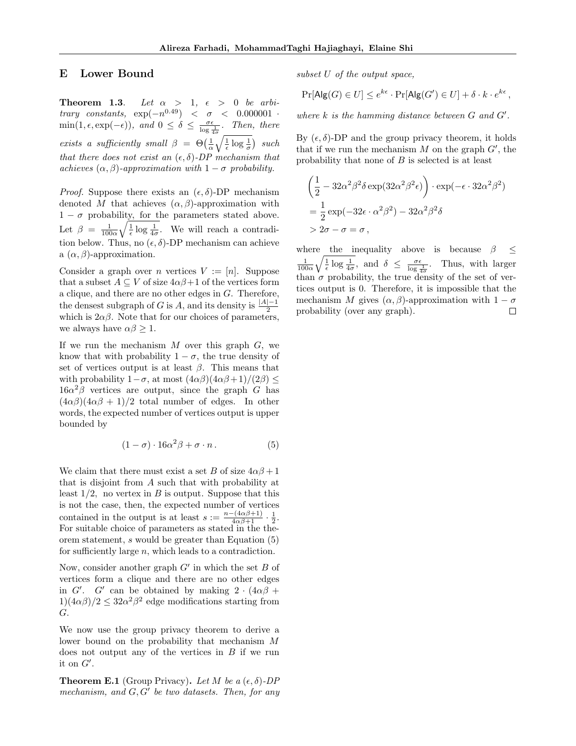## E Lower Bound

**Theorem 1.3**. *Let $\alpha > 1$, $\epsilon > 0$ be arbitrary constants, $\exp(-n^{0.49}) < \sigma < 0.000001 \cdot \min(1, \epsilon, \exp(-\epsilon))$, and $0 \le \delta \le \frac{\sigma\epsilon}{\log\frac{1}{4\sigma}}$. Then, there exists a sufficiently small $\beta = \Theta\big(\frac{1}{\alpha}\sqrt{\frac{1}{\epsilon}\log\frac{1}{\sigma}}\big)$ such that there does not exist an $(\epsilon,\delta)$-DP mechanism that achieves $(\alpha,\beta)$-approximation with $1-\sigma$ probability.*

*Proof.* Suppose there exists an $(\epsilon,\delta)$-DP mechanism denoted $M$ that achieves $(\alpha,\beta)$-approximation with $1-\sigma$ probability, for the parameters stated above. Let $\beta = \frac{1}{100\alpha}\sqrt{\frac{1}{\epsilon}\log\frac{1}{4\sigma}}$. We will reach a contradiction below. Thus, no $(\epsilon,\delta)$-DP mechanism can achieve a $(\alpha,\beta)$-approximation.

Consider a graph over $n$ vertices $V := [n]$. Suppose that a subset $A \subseteq V$ of size $4\alpha\beta+1$ of the vertices form a clique, and there are no other edges in $G$. Therefore, the densest subgraph of $G$ is $A$, and its density is $\frac{|A|-1}{2}$ which is $2\alpha\beta$. Note that for our choices of parameters, we always have $\alpha\beta \ge 1$.

If we run the mechanism $M$ over this graph $G$, we know that with probability $1-\sigma$, the true density of set of vertices output is at least $\beta$. This means that with probability $1-\sigma$, at most $(4\alpha\beta)(4\alpha\beta+1)/(2\beta) \le 16\alpha^2\beta$ vertices are output, since the graph $G$ has $(4\alpha\beta)(4\alpha\beta+1)/2$ total number of edges. In other words, the expected number of vertices output is upper bounded by

$$(1-\sigma)\cdot 16\alpha^2\beta + \sigma\cdot n\,. \tag{5}$$

We claim that there must exist a set $B$ of size $4\alpha\beta+1$ that is disjoint from $A$ such that with probability at least $1/2$, no vertex in $B$ is output. Suppose that this is not the case, then, the expected number of vertices contained in the output is at least $s := \frac{n-(4\alpha\beta+1)}{4\alpha\beta+1}\cdot\frac{1}{2}$. For suitable choice of parameters as stated in the theorem statement, $s$ would be greater than Equation (5) for sufficiently large $n$, which leads to a contradiction.

Now, consider another graph $G'$ in which the set $B$ of vertices form a clique and there are no other edges in $G'$. $G'$ can be obtained by making $2\cdot(4\alpha\beta+1)(4\alpha\beta)/2 \le 32\alpha^2\beta^2$ edge modifications starting from $G$.

We now use the group privacy theorem to derive a lower bound on the probability that mechanism $M$ does not output any of the vertices in $B$ if we run it on $G'$.

**Theorem E.1** (Group Privacy). *Let $M$ be a $(\epsilon,\delta)$-DP mechanism, and $G, G'$ be two datasets. Then, for any subset $U$ of the output space,*

$$\Pr[\mathsf{Alg}(G)\in U] \le e^{k\epsilon}\cdot\Pr[\mathsf{Alg}(G')\in U] + \delta\cdot k\cdot e^{k\epsilon}\,,$$

*where $k$ is the hamming distance between $G$ and $G'$.*

By $(\epsilon,\delta)$-DP and the group privacy theorem, it holds that if we run the mechanism $M$ on the graph $G'$, the probability that none of $B$ is selected is at least

$$\begin{aligned}
&\left(\frac{1}{2} - 32\alpha^2\beta^2\delta\exp(32\alpha^2\beta^2\epsilon)\right)\cdot\exp(-\epsilon\cdot 32\alpha^2\beta^2)\\
&= \frac{1}{2}\exp(-32\epsilon\cdot\alpha^2\beta^2) - 32\alpha^2\beta^2\delta\\
&> 2\sigma - \sigma = \sigma\,,
\end{aligned}$$

where the inequality above is because $\beta \le \frac{1}{100\alpha}\sqrt{\frac{1}{\epsilon}\log\frac{1}{4\sigma}}$, and $\delta \le \frac{\sigma\epsilon}{\log\frac{1}{4\sigma}}$. Thus, with larger than $\sigma$ probability, the true density of the set of vertices output is 0. Therefore, it is impossible that the mechanism $M$ gives $(\alpha,\beta)$-approximation with $1-\sigma$ probability (over any graph). $\square$